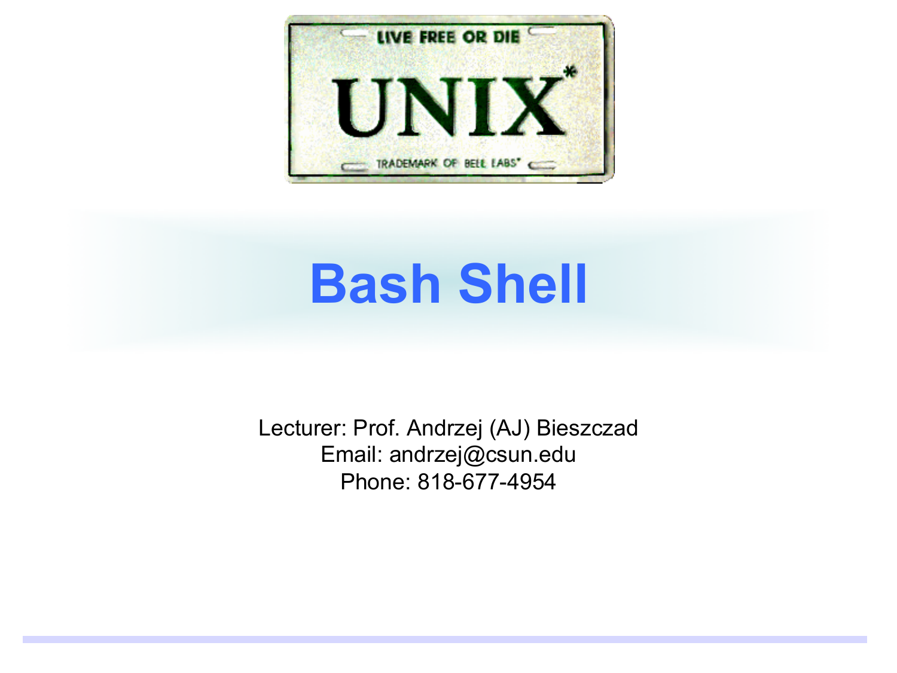# Bash Shell

Lecturer: Prof. Andrzej (AJ) Bieszczad

Email: andrzej@csun.edu

Phone: 818-677-4954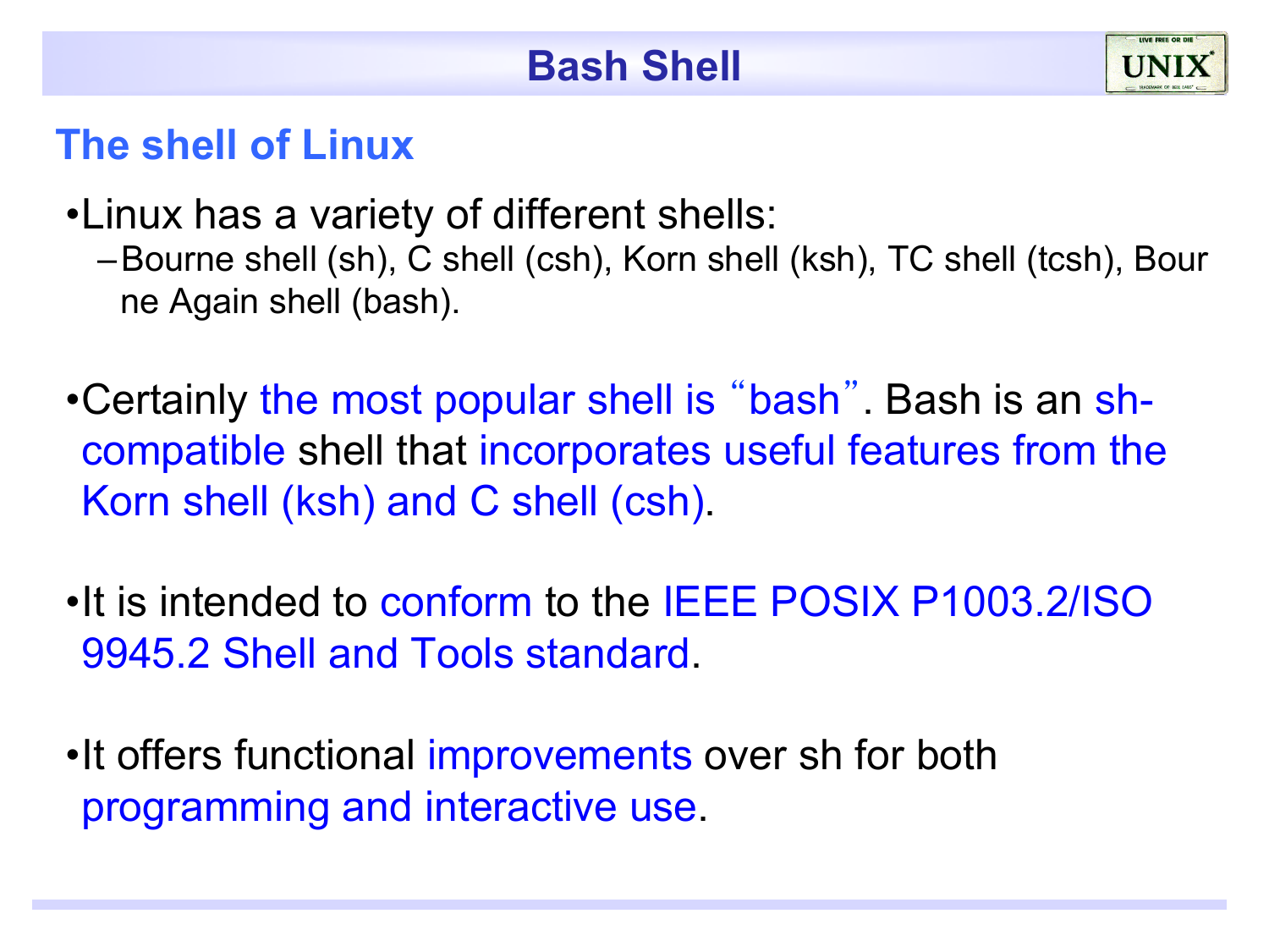# Bash Shell

## The shell of Linux

- Linux has a variety of different shells:
  - Bourne shell (sh), C shell (csh), Korn shell (ksh), TC shell (tcsh), Bourne Again shell (bash).

- Certainly the most popular shell is "bash". Bash is an sh-compatible shell that incorporates useful features from the Korn shell (ksh) and C shell (csh).

- It is intended to conform to the IEEE POSIX P1003.2/ISO 9945.2 Shell and Tools standard.

- It offers functional improvements over sh for both programming and interactive use.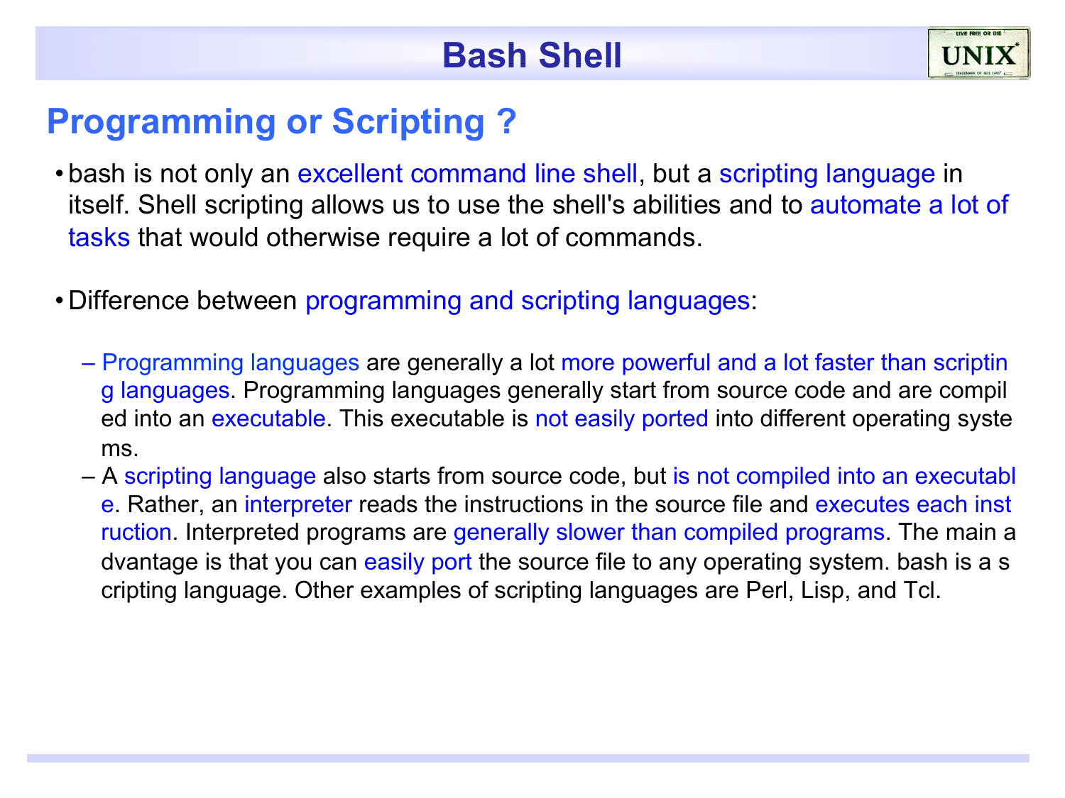# Bash Shell

## Programming or Scripting ?

- bash is not only an excellent command line shell, but a scripting language in itself. Shell scripting allows us to use the shell's abilities and to automate a lot of tasks that would otherwise require a lot of commands.

- Difference between programming and scripting languages:

  - Programming languages are generally a lot more powerful and a lot faster than scripting languages. Programming languages generally start from source code and are compiled into an executable. This executable is not easily ported into different operating systems.
  - A scripting language also starts from source code, but is not compiled into an executable. Rather, an interpreter reads the instructions in the source file and executes each instruction. Interpreted programs are generally slower than compiled programs. The main advantage is that you can easily port the source file to any operating system. bash is a scripting language. Other examples of scripting languages are Perl, Lisp, and Tcl.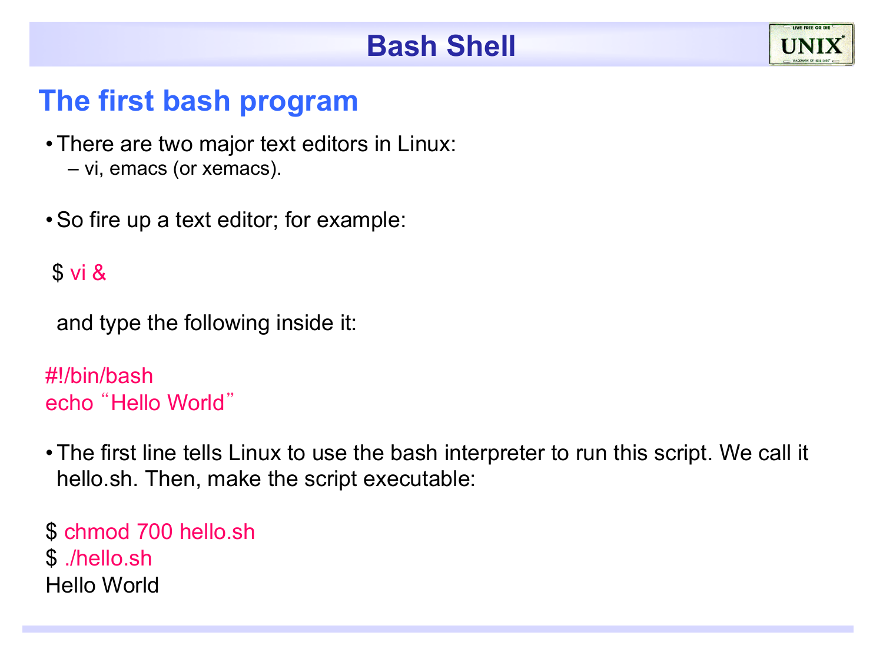# Bash Shell

## The first bash program

- There are two major text editors in Linux:
  - vi, emacs (or xemacs).

- So fire up a text editor; for example:

```
$ vi &
```

and type the following inside it:

```
#!/bin/bash
echo "Hello World"
```

- The first line tells Linux to use the bash interpreter to run this script. We call it hello.sh. Then, make the script executable:

```
$ chmod 700 hello.sh
$ ./hello.sh
Hello World
```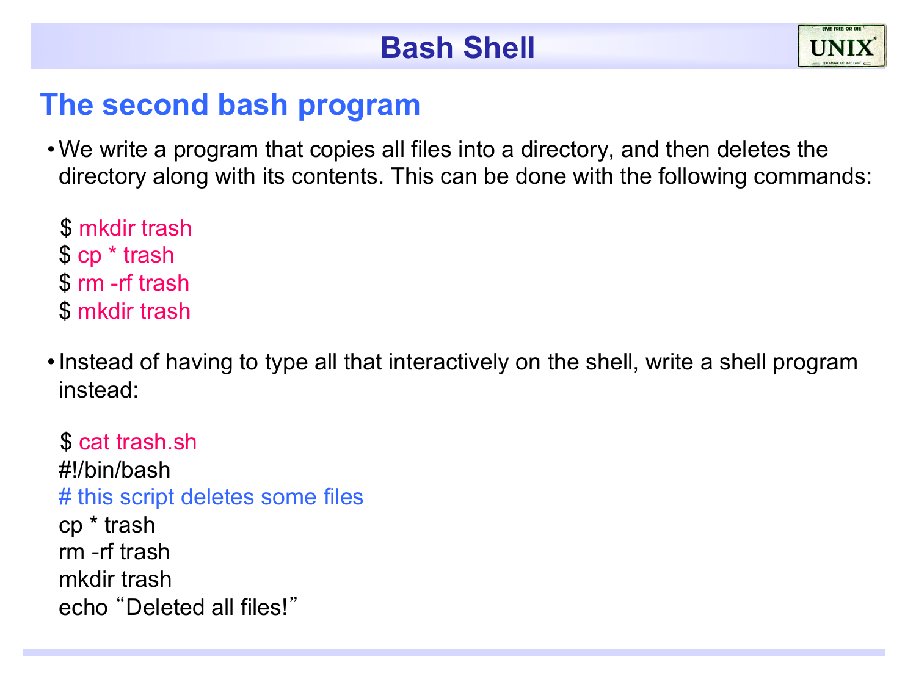# Bash Shell

## The second bash program

- We write a program that copies all files into a directory, and then deletes the directory along with its contents. This can be done with the following commands:

```
$ mkdir trash
$ cp * trash
$ rm -rf trash
$ mkdir trash
```

- Instead of having to type all that interactively on the shell, write a shell program instead:

```
$ cat trash.sh
#!/bin/bash
# this script deletes some files
cp * trash
rm -rf trash
mkdir trash
echo "Deleted all files!"
```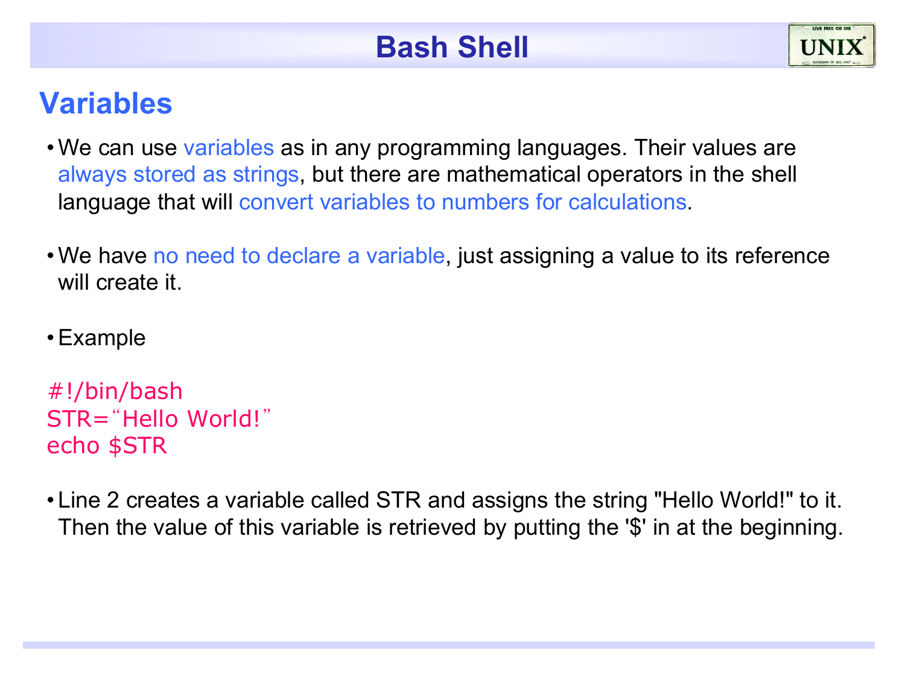# Bash Shell

## Variables

- We can use variables as in any programming languages. Their values are always stored as strings, but there are mathematical operators in the shell language that will convert variables to numbers for calculations.

- We have no need to declare a variable, just assigning a value to its reference will create it.

- Example

```
#!/bin/bash
STR=“Hello World!”
echo $STR
```

- Line 2 creates a variable called STR and assigns the string "Hello World!" to it. Then the value of this variable is retrieved by putting the '$' in at the beginning.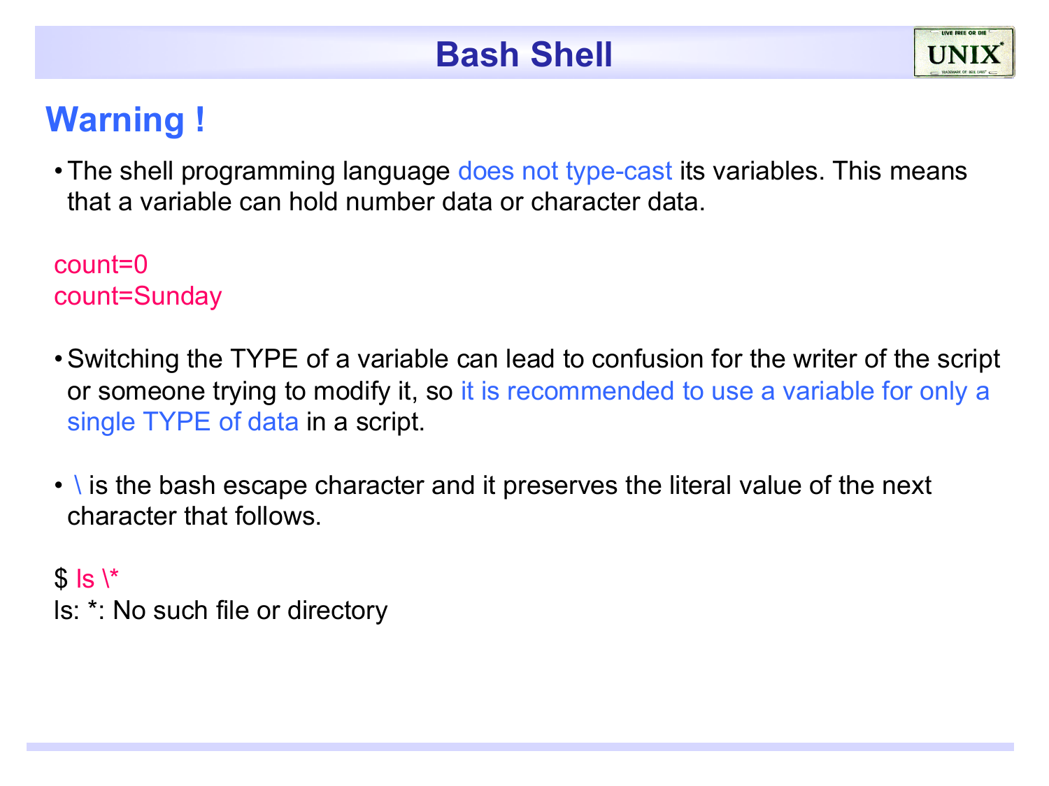# Bash Shell

## Warning !

- The shell programming language does not type-cast its variables. This means that a variable can hold number data or character data.

```
count=0
count=Sunday
```

- Switching the TYPE of a variable can lead to confusion for the writer of the script or someone trying to modify it, so it is recommended to use a variable for only a single TYPE of data in a script.

- \ is the bash escape character and it preserves the literal value of the next character that follows.

```
$ ls \*
ls: *: No such file or directory
```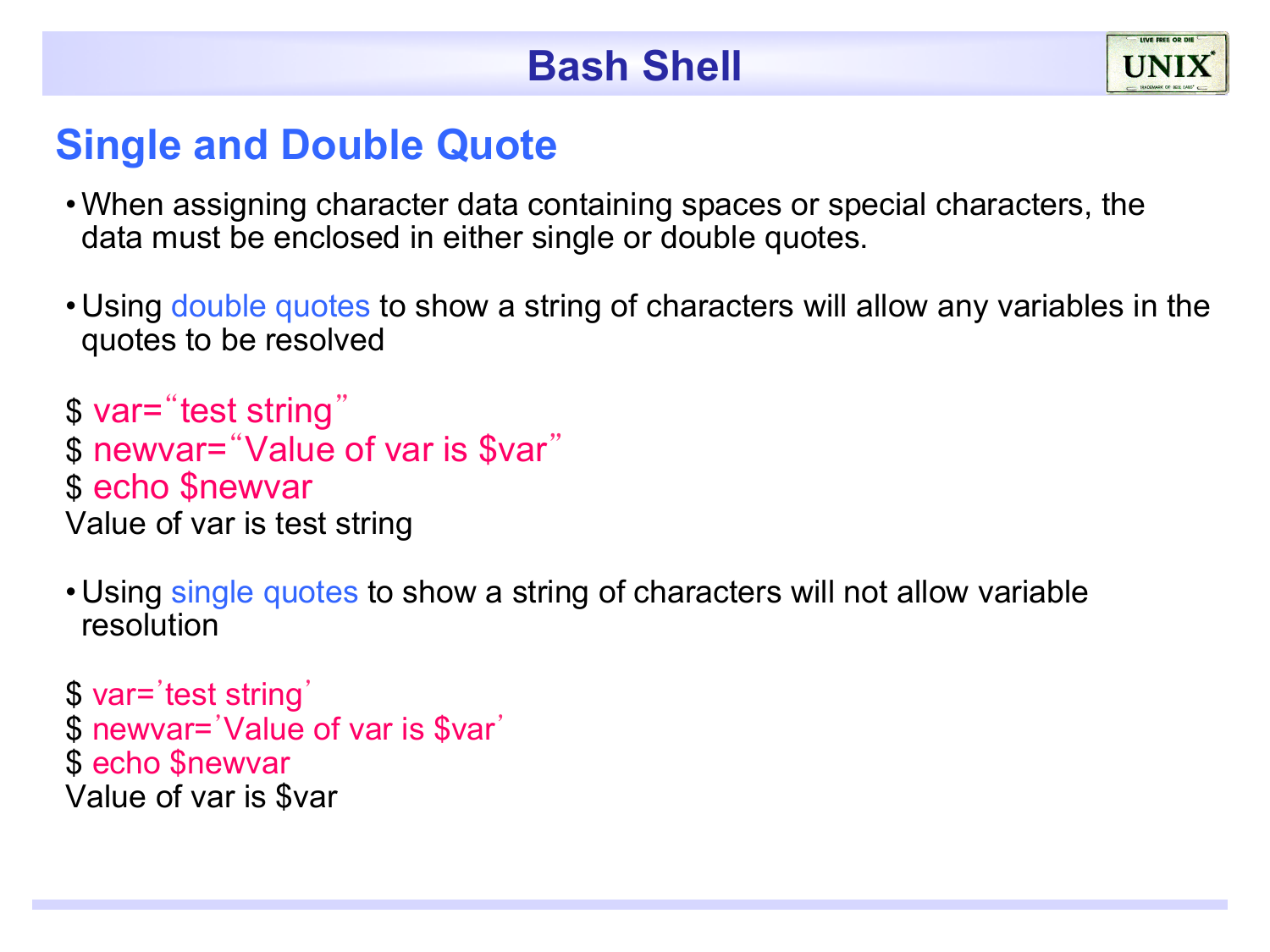# Bash Shell

## Single and Double Quote

- When assigning character data containing spaces or special characters, the data must be enclosed in either single or double quotes.

- Using double quotes to show a string of characters will allow any variables in the quotes to be resolved

```
$ var=“test string”
$ newvar=“Value of var is $var”
$ echo $newvar
Value of var is test string
```

- Using single quotes to show a string of characters will not allow variable resolution

```
$ var=’test string’
$ newvar=’Value of var is $var’
$ echo $newvar
Value of var is $var
```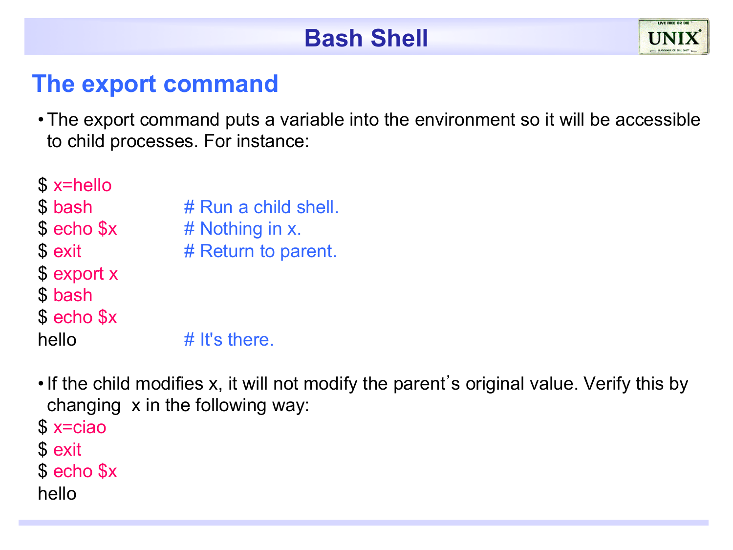# Bash Shell

## The export command

- The export command puts a variable into the environment so it will be accessible to child processes. For instance:

```
$ x=hello
$ bash              # Run a child shell.
$ echo $x           # Nothing in x.
$ exit              # Return to parent.
$ export x
$ bash
$ echo $x
hello               # It's there.
```

- If the child modifies x, it will not modify the parent's original value. Verify this by changing  x in the following way:

```
$ x=ciao
$ exit
$ echo $x
hello
```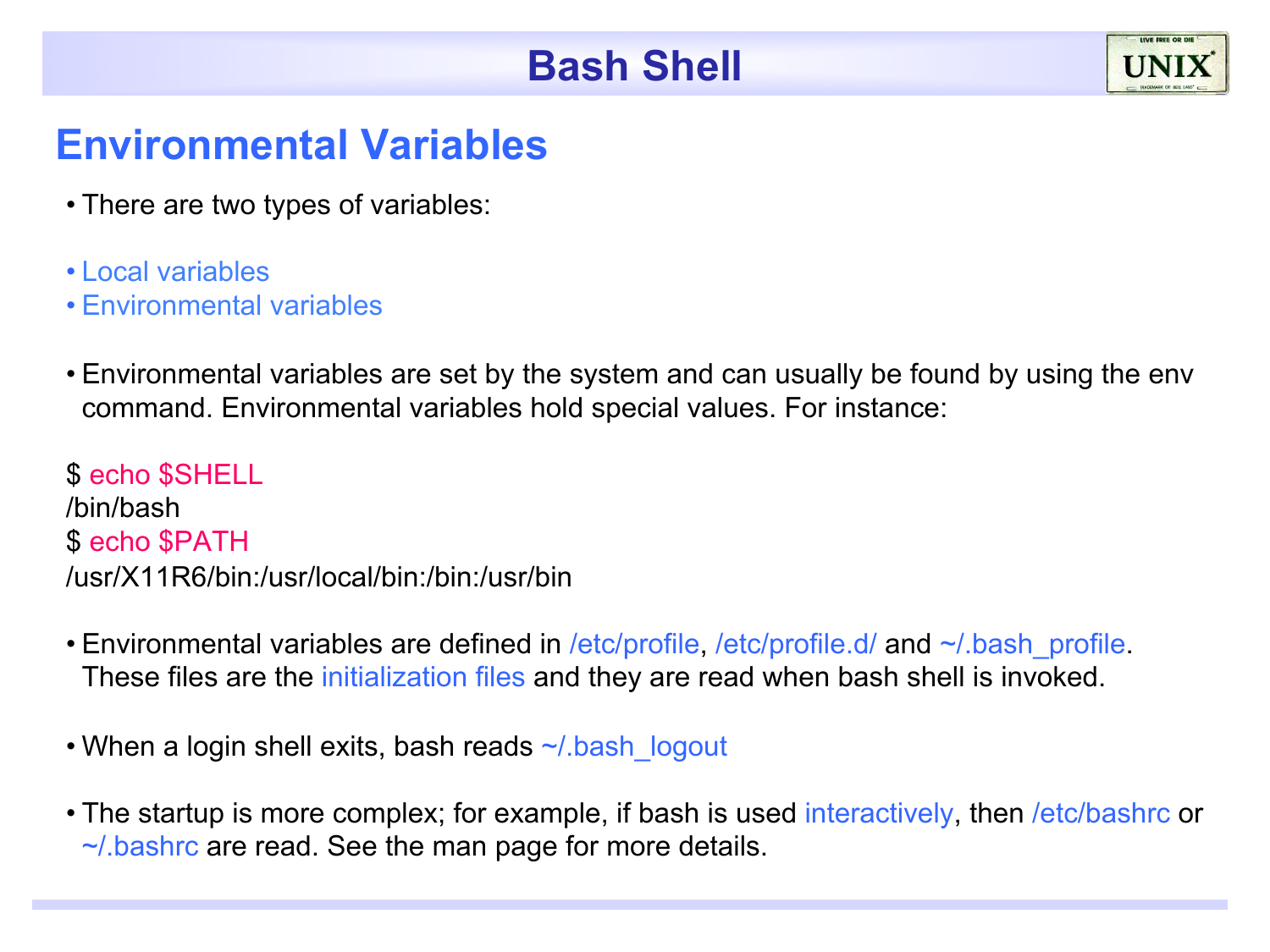# Bash Shell

## Environmental Variables

- There are two types of variables:

- Local variables
- Environmental variables

- Environmental variables are set by the system and can usually be found by using the env command. Environmental variables hold special values. For instance:

```
$ echo $SHELL
/bin/bash
$ echo $PATH
/usr/X11R6/bin:/usr/local/bin:/bin:/usr/bin
```

- Environmental variables are defined in /etc/profile, /etc/profile.d/ and ~/.bash_profile. These files are the initialization files and they are read when bash shell is invoked.

- When a login shell exits, bash reads ~/.bash_logout

- The startup is more complex; for example, if bash is used interactively, then /etc/bashrc or ~/.bashrc are read. See the man page for more details.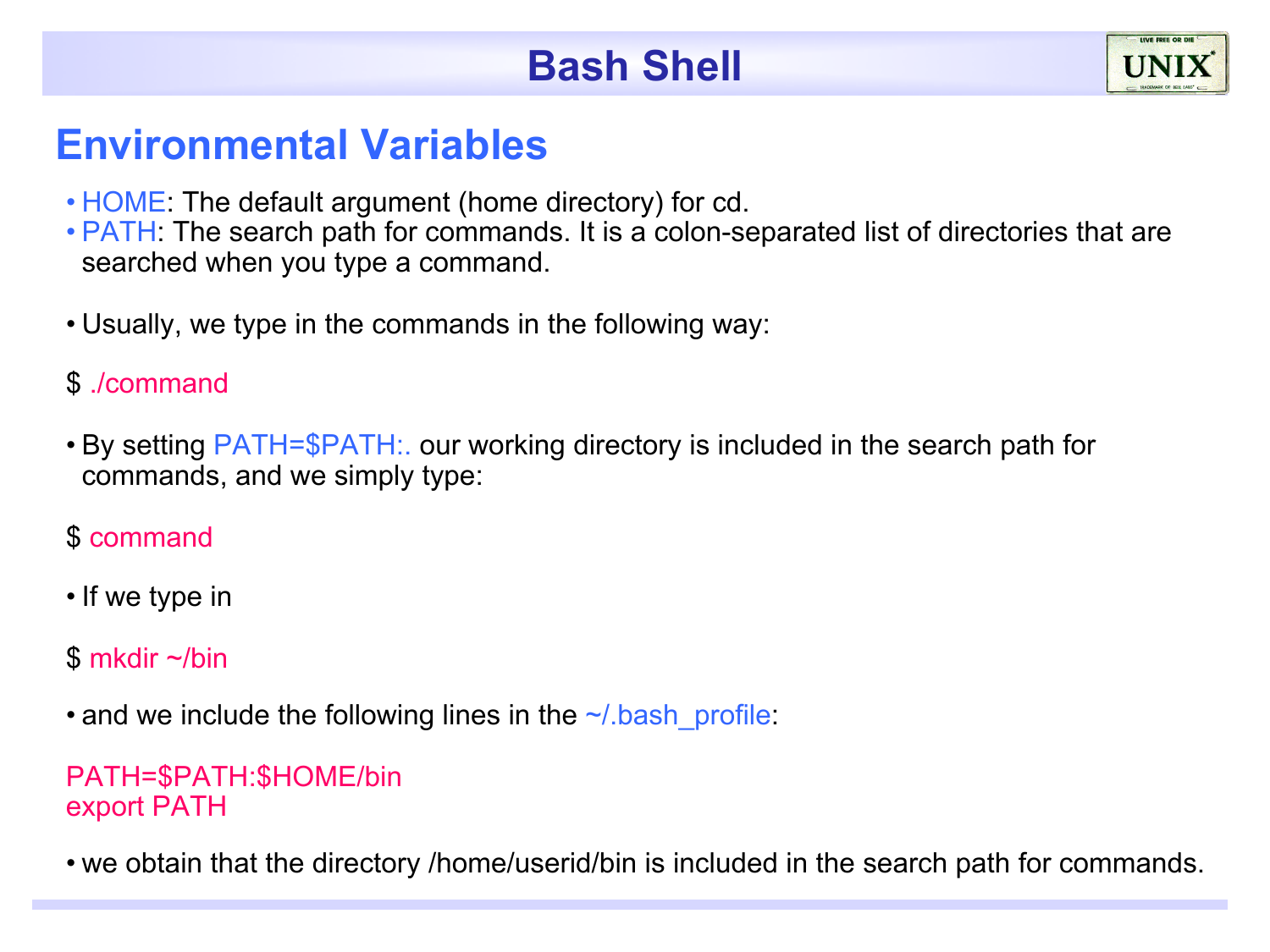# Bash Shell

## Environmental Variables

- HOME: The default argument (home directory) for cd.
- PATH: The search path for commands. It is a colon-separated list of directories that are searched when you type a command.

- Usually, we type in the commands in the following way:

```
$ ./command
```

- By setting PATH=$PATH:. our working directory is included in the search path for commands, and we simply type:

```
$ command
```

- If we type in

```
$ mkdir ~/bin
```

- and we include the following lines in the ~/.bash_profile:

```
PATH=$PATH:$HOME/bin
export PATH
```

- we obtain that the directory /home/userid/bin is included in the search path for commands.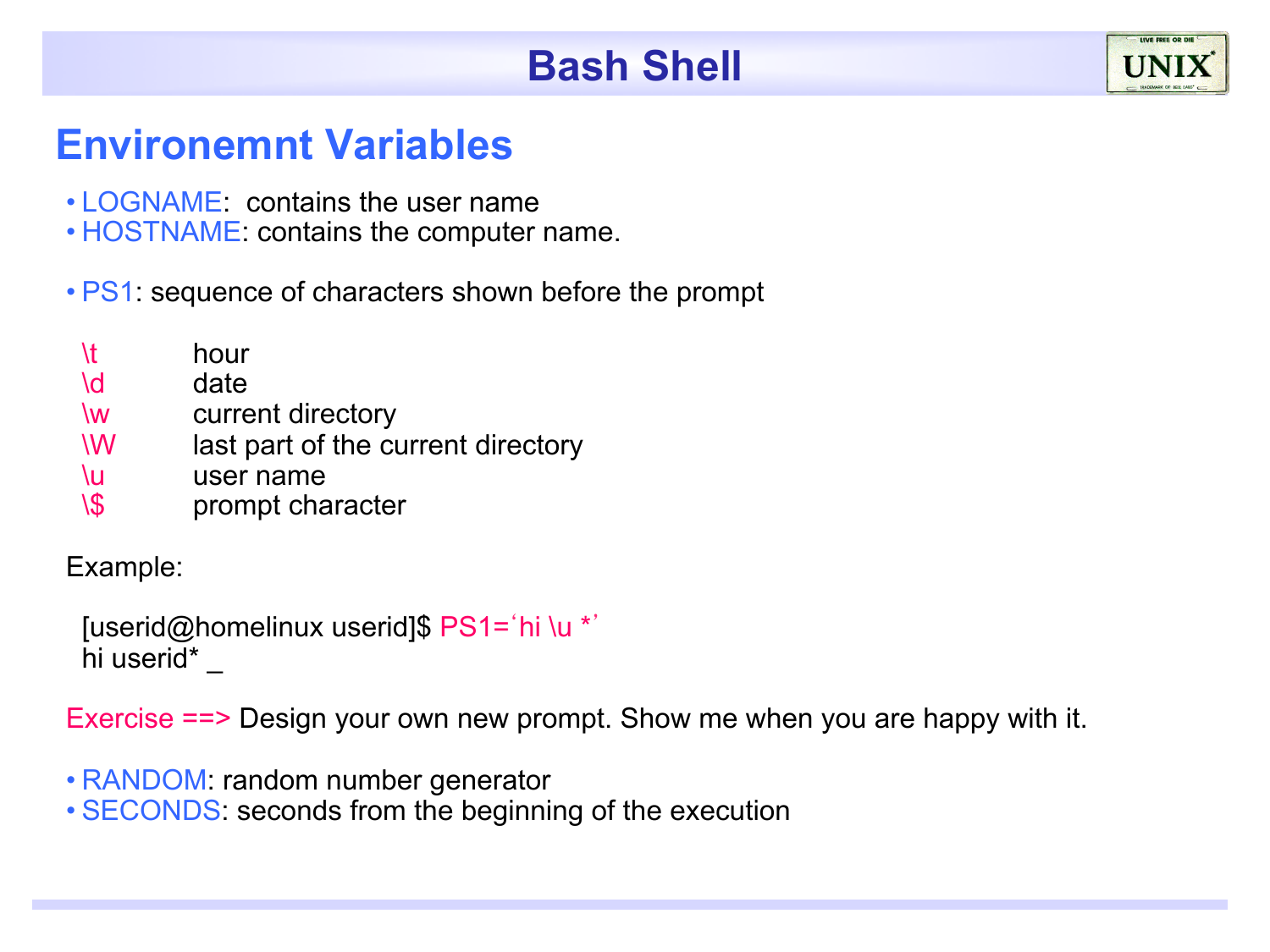# Bash Shell

## Environemnt Variables

- LOGNAME: contains the user name
- HOSTNAME: contains the computer name.

- PS1: sequence of characters shown before the prompt

| | |
|---|---|
| \t | hour |
| \d | date |
| \w | current directory |
| \W | last part of the current directory |
| \u | user name |
| \$ | prompt character |

Example:

```
[userid@homelinux userid]$ PS1='hi \u *'
hi userid* _
```

Exercise ==> Design your own new prompt. Show me when you are happy with it.

- RANDOM: random number generator
- SECONDS: seconds from the beginning of the execution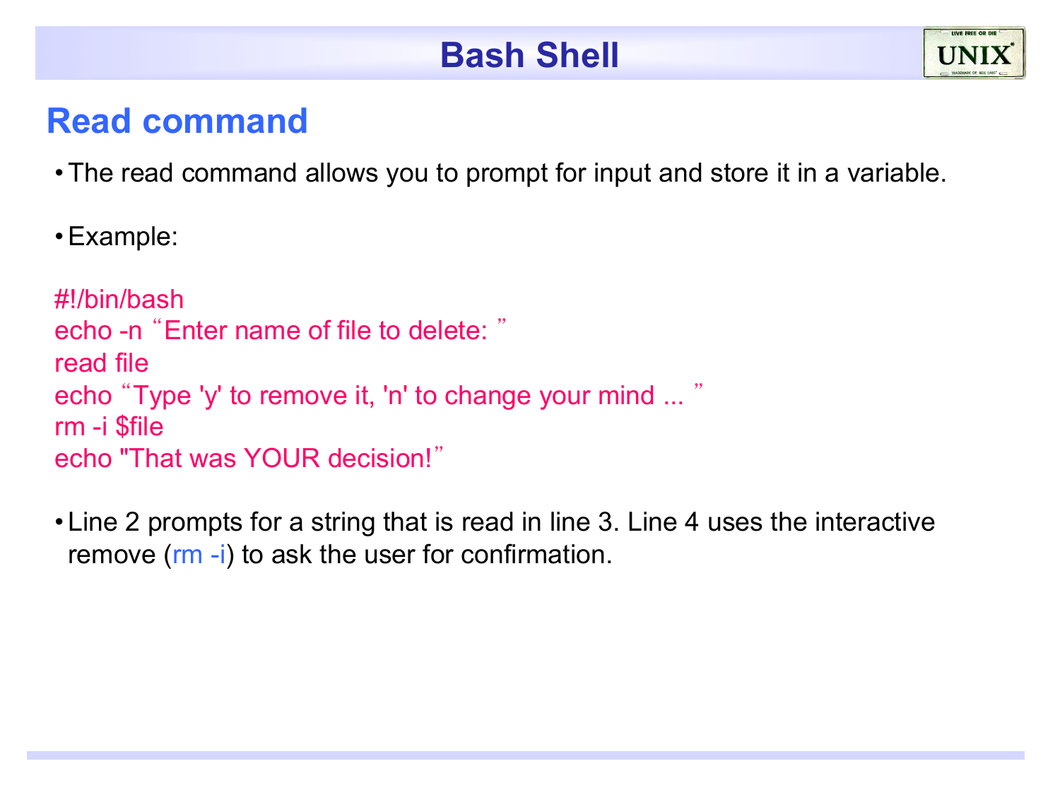# Bash Shell

## Read command

- The read command allows you to prompt for input and store it in a variable.

- Example:

```
#!/bin/bash
echo -n "Enter name of file to delete: "
read file
echo "Type 'y' to remove it, 'n' to change your mind ... "
rm -i $file
echo "That was YOUR decision!"
```

- Line 2 prompts for a string that is read in line 3. Line 4 uses the interactive remove (rm -i) to ask the user for confirmation.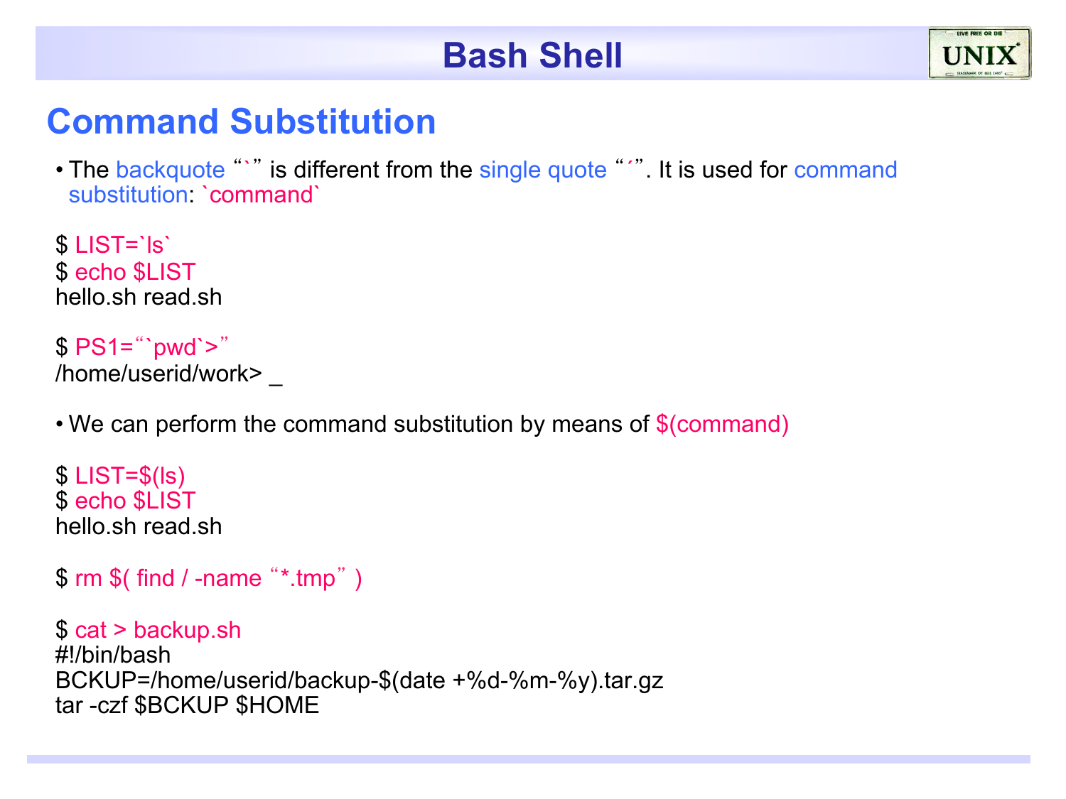# Bash Shell

## Command Substitution

- The backquote "`" is different from the single quote "´". It is used for command substitution: `command`

```
$ LIST=`ls`
$ echo $LIST
hello.sh read.sh

$ PS1="`pwd`>"
/home/userid/work> _
```

- We can perform the command substitution by means of $(command)

```
$ LIST=$(ls)
$ echo $LIST
hello.sh read.sh

$ rm $( find / -name "*.tmp" )

$ cat > backup.sh
#!/bin/bash
BCKUP=/home/userid/backup-$(date +%d-%m-%y).tar.gz
tar -czf $BCKUP $HOME
```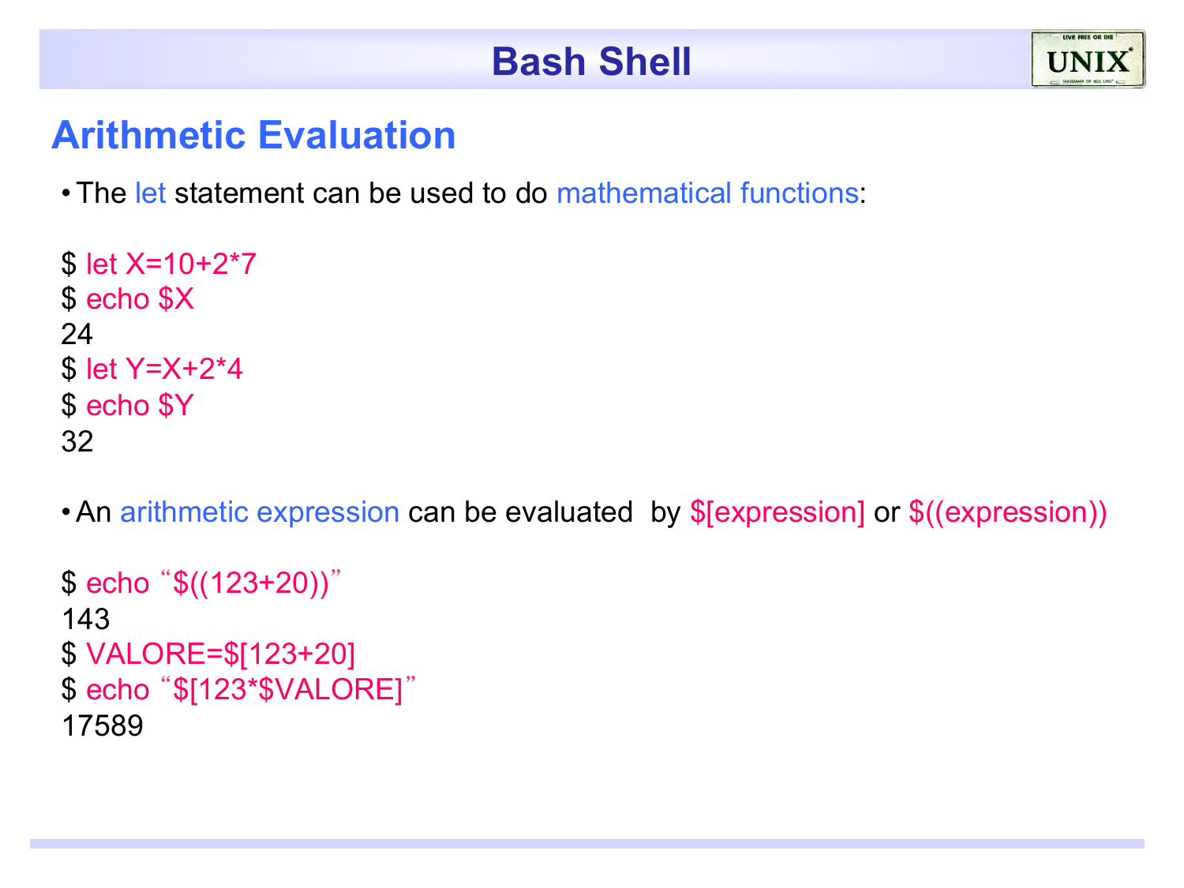# Bash Shell

## Arithmetic Evaluation

- The let statement can be used to do mathematical functions:

```
$ let X=10+2*7
$ echo $X
24
$ let Y=X+2*4
$ echo $Y
32
```

- An arithmetic expression can be evaluated by $[expression] or $((expression))

```
$ echo "$((123+20))"
143
$ VALORE=$[123+20]
$ echo "$[123*$VALORE]"
17589
```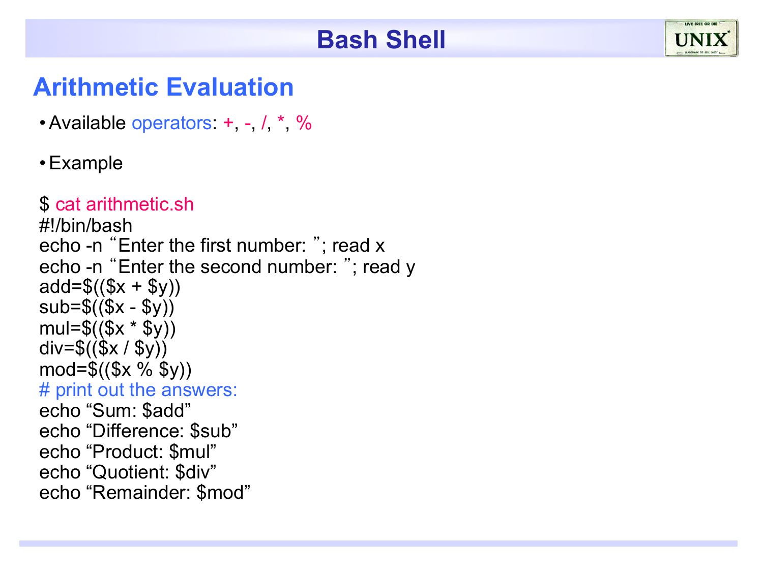# Bash Shell

## Arithmetic Evaluation

- Available operators: +, -, /, *, %
- Example

```
$ cat arithmetic.sh
#!/bin/bash
echo -n "Enter the first number: "; read x
echo -n "Enter the second number: "; read y
add=$(($x + $y))
sub=$(($x - $y))
mul=$(($x * $y))
div=$(($x / $y))
mod=$(($x % $y))
# print out the answers:
echo "Sum: $add"
echo "Difference: $sub"
echo "Product: $mul"
echo "Quotient: $div"
echo "Remainder: $mod"
```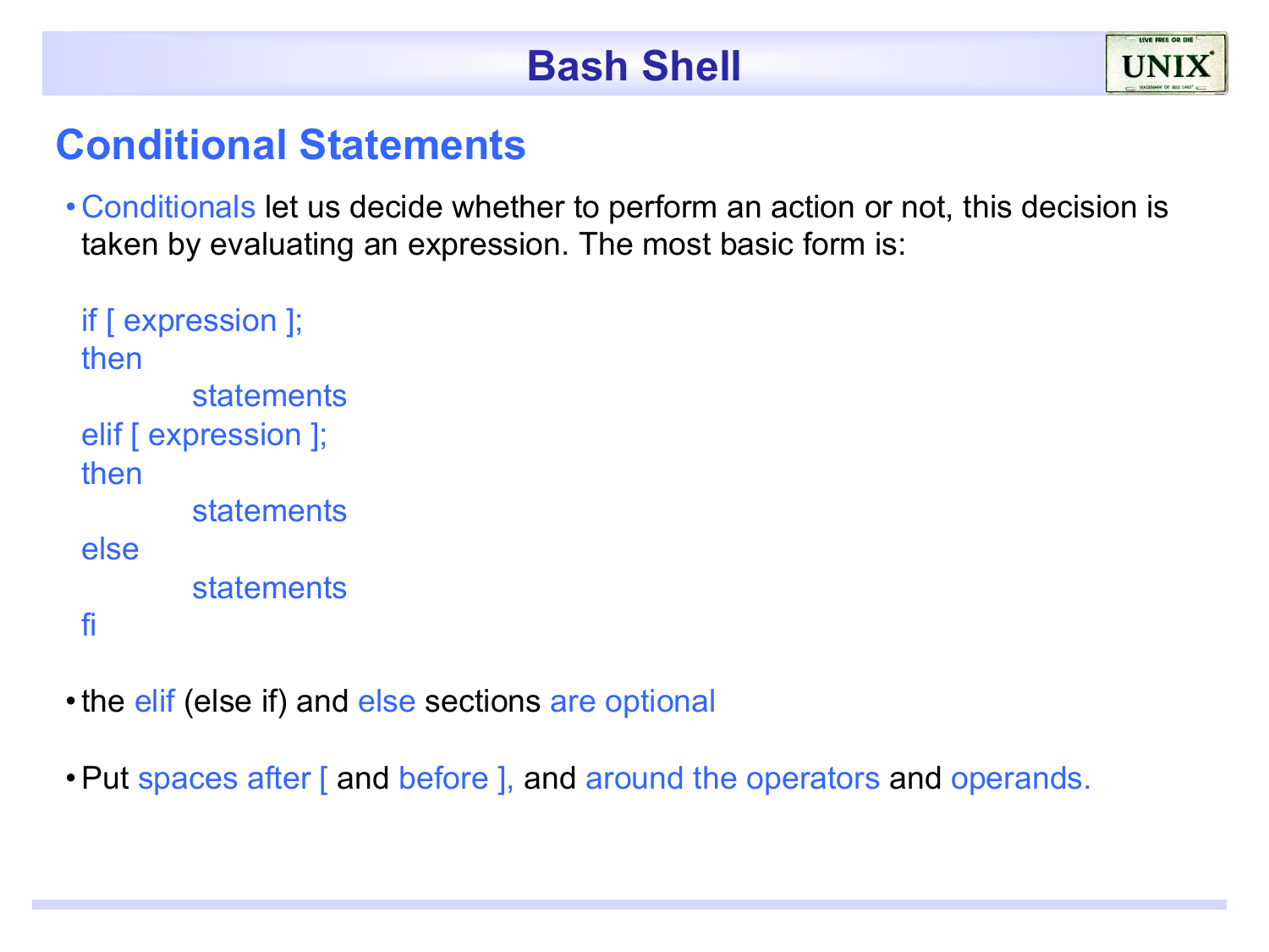# Bash Shell

## Conditional Statements

- Conditionals let us decide whether to perform an action or not, this decision is taken by evaluating an expression. The most basic form is:

```
if [ expression ];
then
        statements
elif [ expression ];
then
        statements
else
        statements
fi
```

- the elif (else if) and else sections are optional

- Put spaces after [ and before ], and around the operators and operands.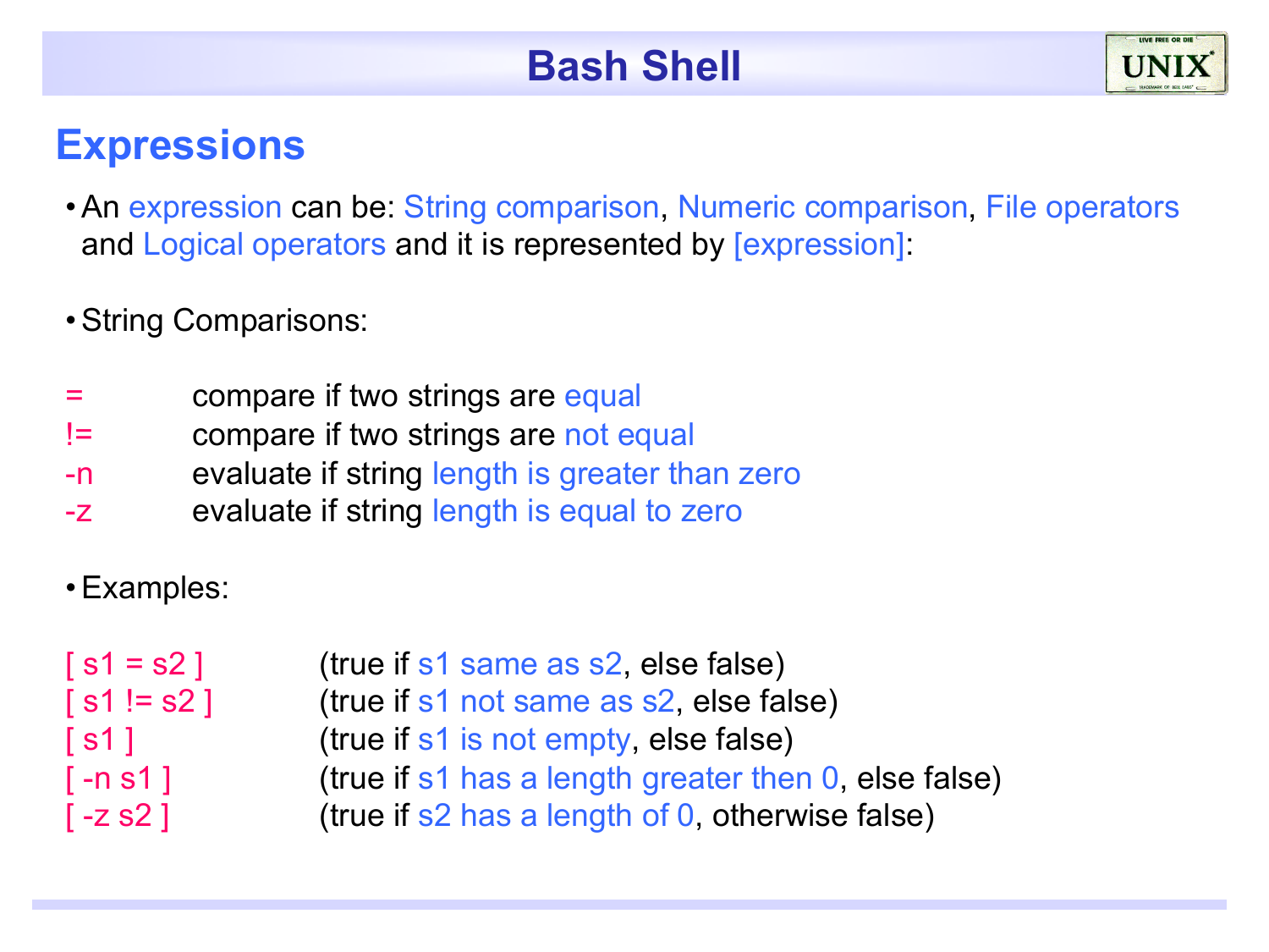# Bash Shell

## Expressions

- An expression can be: String comparison, Numeric comparison, File operators and Logical operators and it is represented by [expression]:

- String Comparisons:

| | |
|---|---|
| = | compare if two strings are equal |
| != | compare if two strings are not equal |
| -n | evaluate if string length is greater than zero |
| -z | evaluate if string length is equal to zero |

- Examples:

| | |
|---|---|
| [ s1 = s2 ] | (true if s1 same as s2, else false) |
| [ s1 != s2 ] | (true if s1 not same as s2, else false) |
| [ s1 ] | (true if s1 is not empty, else false) |
| [ -n s1 ] | (true if s1 has a length greater then 0, else false) |
| [ -z s2 ] | (true if s2 has a length of 0, otherwise false) |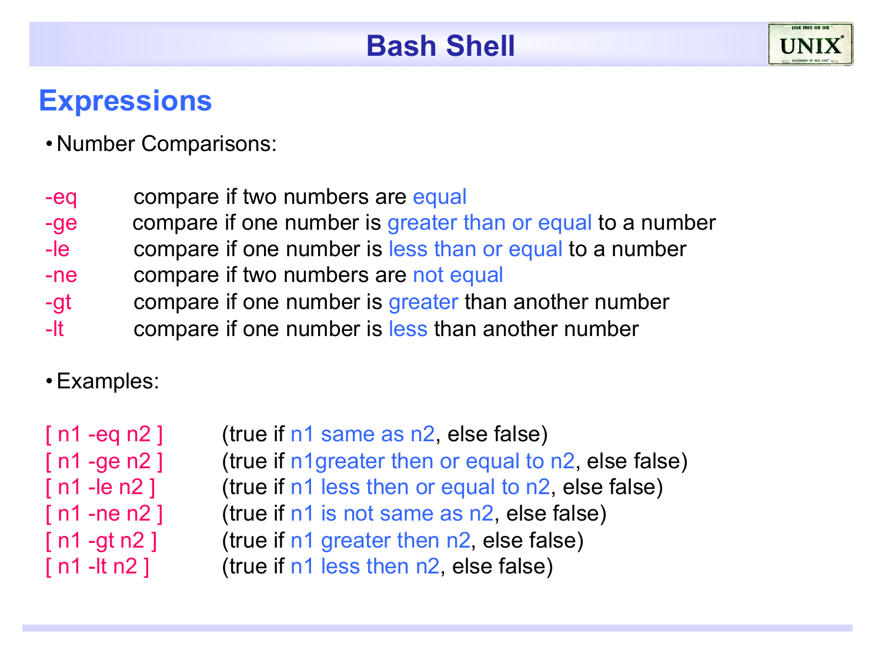# Bash Shell

## Expressions

- Number Comparisons:

| | |
|---|---|
| -eq | compare if two numbers are equal |
| -ge | compare if one number is greater than or equal to a number |
| -le | compare if one number is less than or equal to a number |
| -ne | compare if two numbers are not equal |
| -gt | compare if one number is greater than another number |
| -lt | compare if one number is less than another number |

- Examples:

| | |
|---|---|
| [ n1 -eq n2 ] | (true if n1 same as n2, else false) |
| [ n1 -ge n2 ] | (true if n1greater then or equal to n2, else false) |
| [ n1 -le n2 ] | (true if n1 less then or equal to n2, else false) |
| [ n1 -ne n2 ] | (true if n1 is not same as n2, else false) |
| [ n1 -gt n2 ] | (true if n1 greater then n2, else false) |
| [ n1 -lt n2 ] | (true if n1 less then n2, else false) |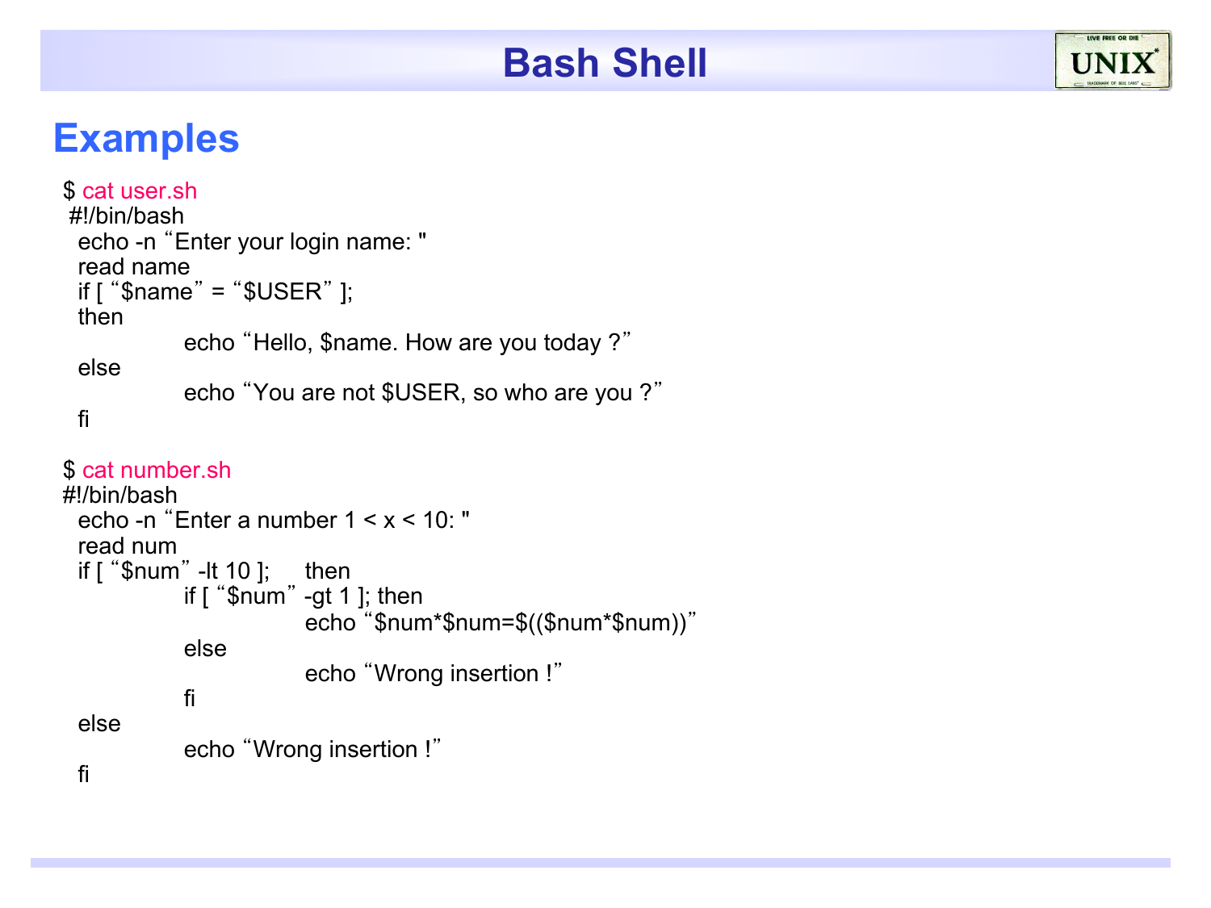## Examples

```
$ cat user.sh
 #!/bin/bash
  echo -n “Enter your login name: "
  read name
  if [ “$name” = “$USER” ];
  then
            echo “Hello, $name. How are you today ?”
  else
            echo “You are not $USER, so who are you ?”
  fi

$ cat number.sh
#!/bin/bash
  echo -n “Enter a number 1 < x < 10: "
  read num
  if [ “$num” -lt 10 ];    then
            if [ “$num” -gt 1 ]; then
                     echo “$num*$num=$(($num*$num))”
            else
                     echo “Wrong insertion !”
            fi
  else
            echo “Wrong insertion !”
  fi
```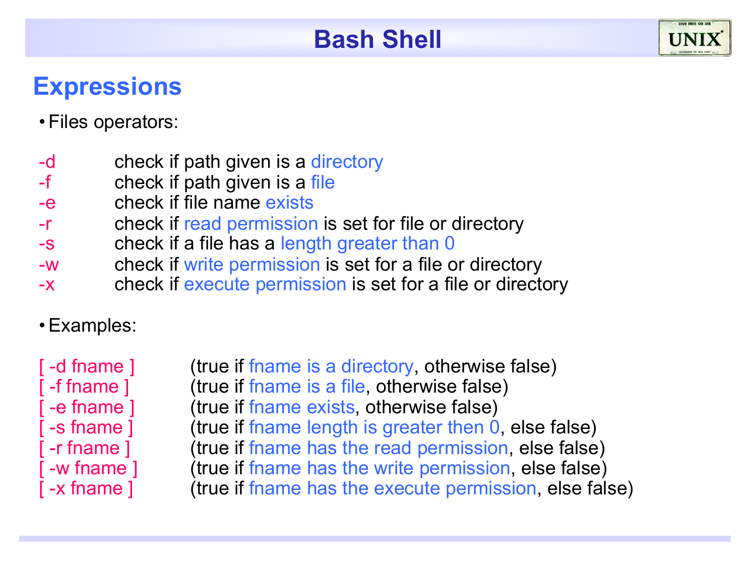# Bash Shell

## Expressions

- Files operators:

| | |
|---|---|
| -d | check if path given is a directory |
| -f | check if path given is a file |
| -e | check if file name exists |
| -r | check if read permission is set for file or directory |
| -s | check if a file has a length greater than 0 |
| -w | check if write permission is set for a file or directory |
| -x | check if execute permission is set for a file or directory |

- Examples:

| | |
|---|---|
| [ -d fname ] | (true if fname is a directory, otherwise false) |
| [ -f fname ] | (true if fname is a file, otherwise false) |
| [ -e fname ] | (true if fname exists, otherwise false) |
| [ -s fname ] | (true if fname length is greater then 0, else false) |
| [ -r fname ] | (true if fname has the read permission, else false) |
| [ -w fname ] | (true if fname has the write permission, else false) |
| [ -x fname ] | (true if fname has the execute permission, else false) |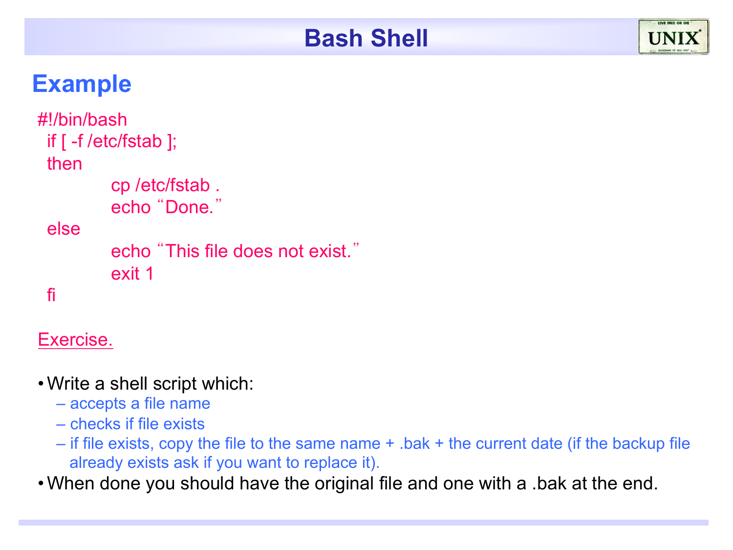# Bash Shell

## Example

```
#!/bin/bash
 if [ -f /etc/fstab ];
 then
          cp /etc/fstab .
          echo "Done."
 else
          echo "This file does not exist."
          exit 1
 fi
```

Exercise.

- Write a shell script which:
  - accepts a file name
  - checks if file exists
  - if file exists, copy the file to the same name + .bak + the current date (if the backup file already exists ask if you want to replace it).
- When done you should have the original file and one with a .bak at the end.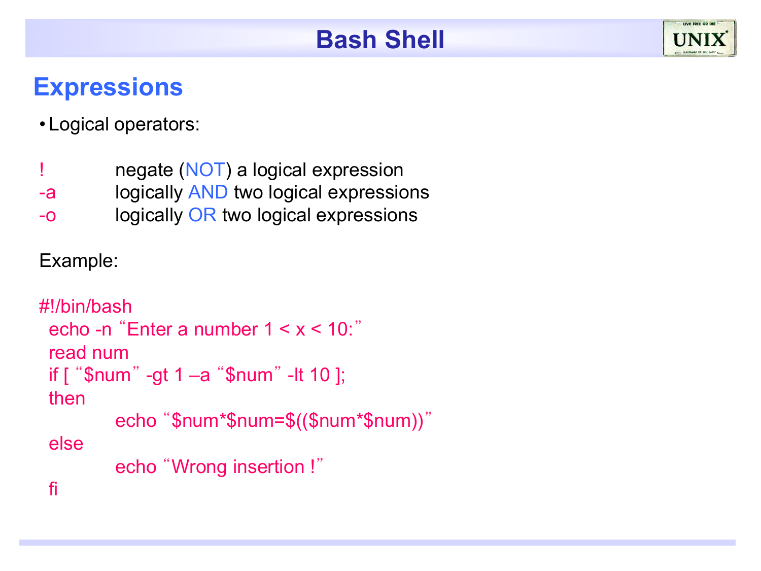# Bash Shell

## Expressions

- Logical operators:

| | |
|---|---|
| ! | negate (NOT) a logical expression |
| -a | logically AND two logical expressions |
| -o | logically OR two logical expressions |

Example:

```
#!/bin/bash
 echo -n “Enter a number 1 < x < 10:”
 read num
 if [ “$num” -gt 1 –a “$num” -lt 10 ];
 then
         echo “$num*$num=$(($num*$num))”
 else
         echo “Wrong insertion !”
 fi
```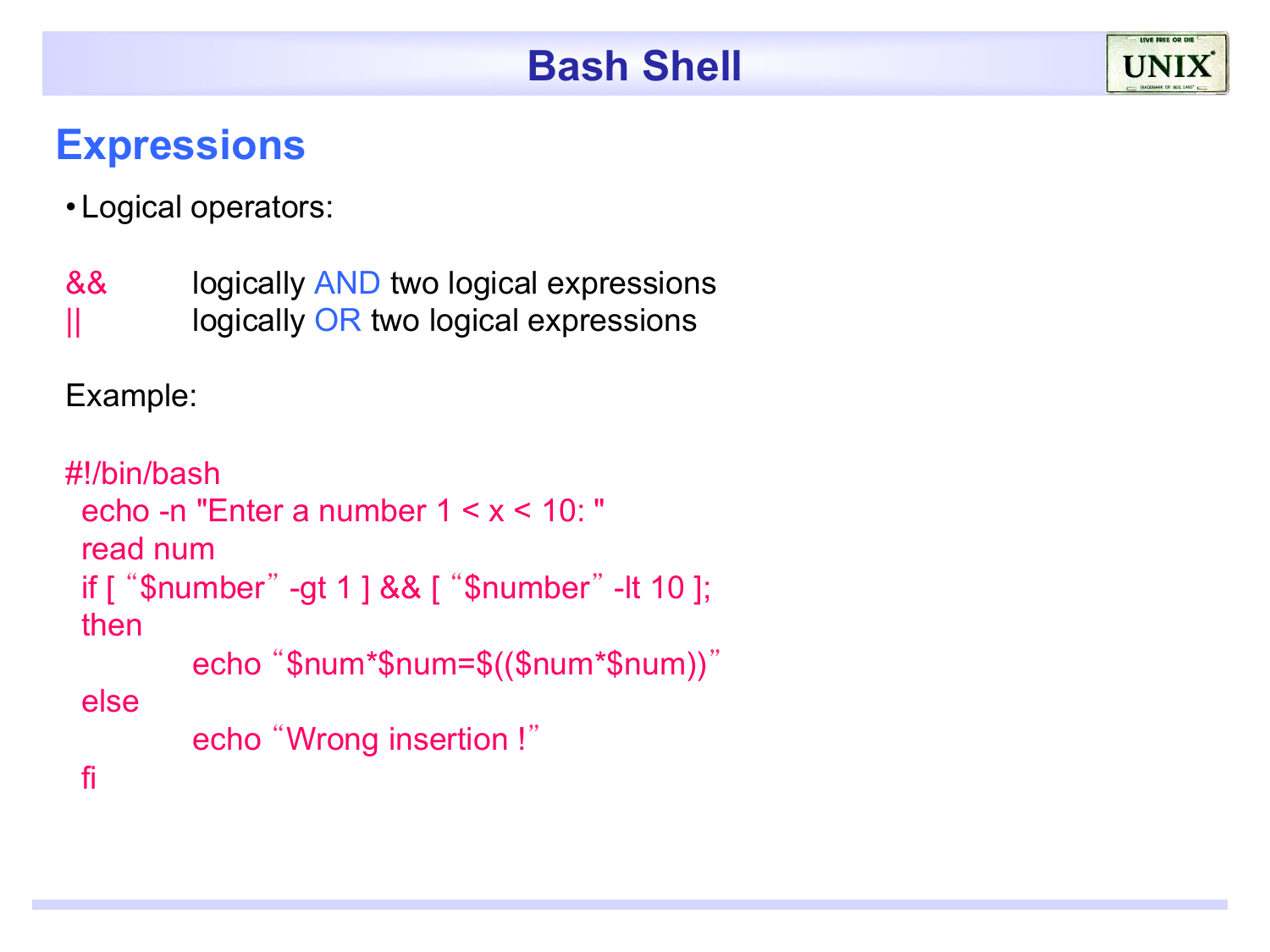# Bash Shell

## Expressions

- Logical operators:

&& logically AND two logical expressions
|| logically OR two logical expressions

Example:

```
#!/bin/bash
 echo -n "Enter a number 1 < x < 10: "
 read num
 if [ “$number” -gt 1 ] && [ “$number” -lt 10 ];
 then
         echo “$num*$num=$(($num*$num))”
 else
         echo “Wrong insertion !”
 fi
```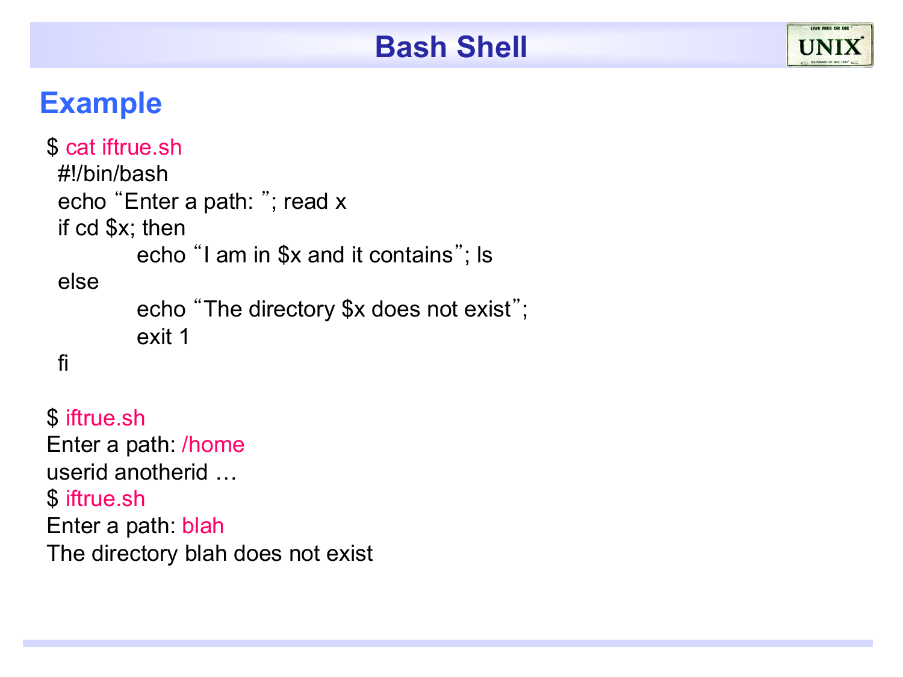# Bash Shell

## Example

```
$ cat iftrue.sh
 #!/bin/bash
 echo "Enter a path: "; read x
 if cd $x; then
         echo "I am in $x and it contains"; ls
 else
         echo "The directory $x does not exist";
         exit 1
 fi

$ iftrue.sh
Enter a path: /home
userid anotherid …
$ iftrue.sh
Enter a path: blah
The directory blah does not exist
```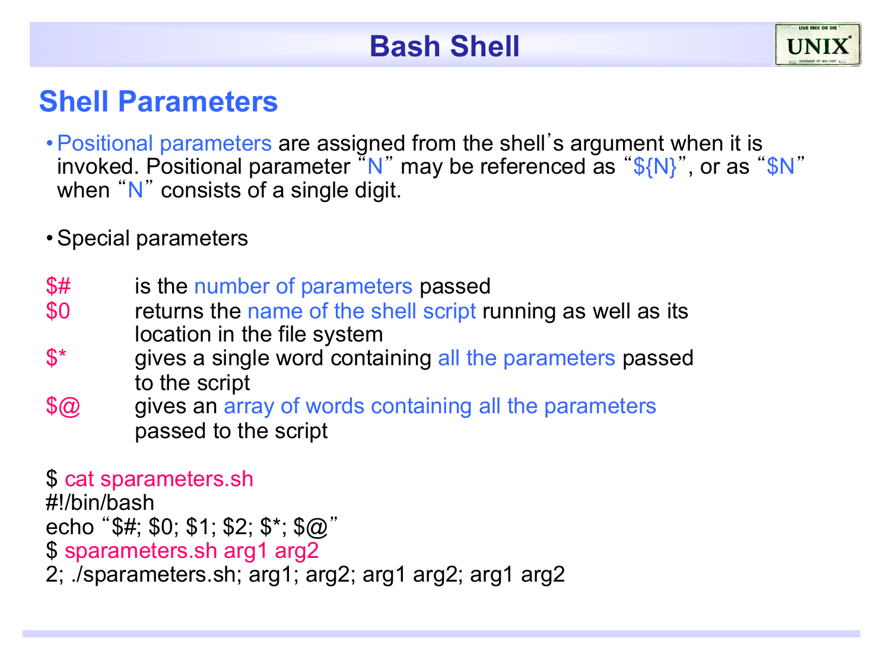# Bash Shell

## Shell Parameters

- Positional parameters are assigned from the shell's argument when it is invoked. Positional parameter "N" may be referenced as "${N}", or as "$N" when "N" consists of a single digit.

- Special parameters

$# is the number of parameters passed

$0 returns the name of the shell script running as well as its location in the file system

$* gives a single word containing all the parameters passed to the script

$@ gives an array of words containing all the parameters passed to the script

```
$ cat sparameters.sh
#!/bin/bash
echo "$#; $0; $1; $2; $*; $@"
$ sparameters.sh arg1 arg2
2; ./sparameters.sh; arg1; arg2; arg1 arg2; arg1 arg2
```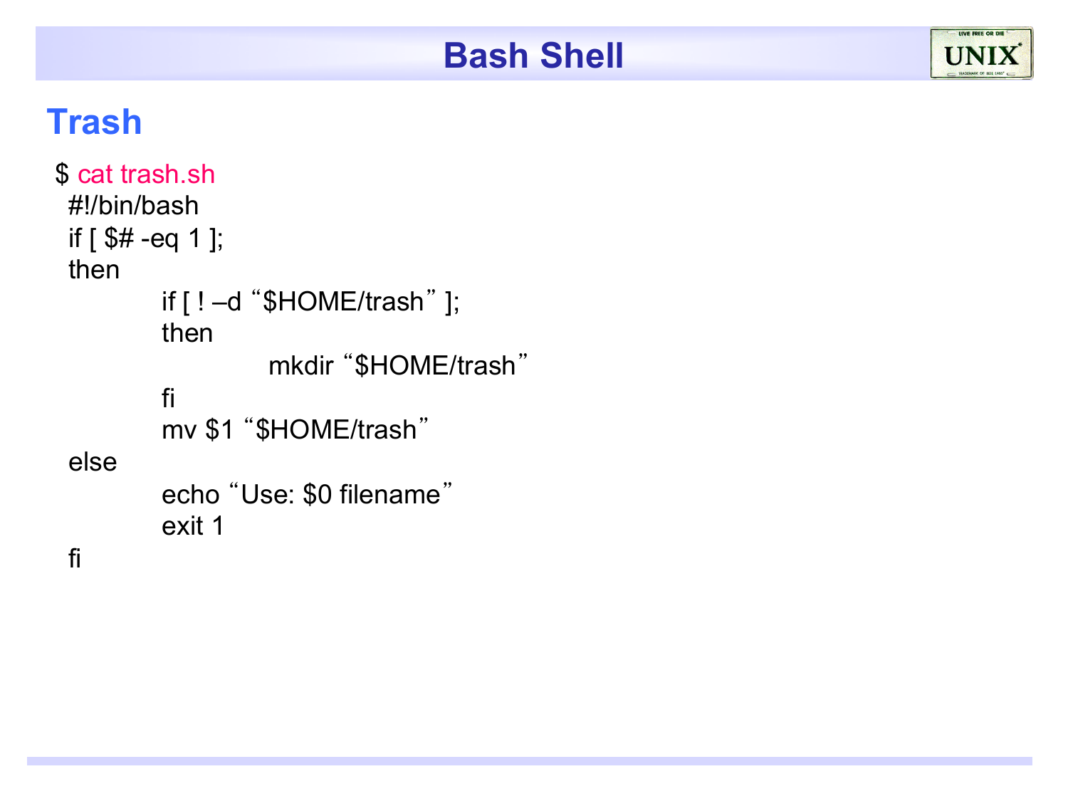## Trash

```
$ cat trash.sh
 #!/bin/bash
 if [ $# -eq 1 ];
 then
          if [ ! –d "$HOME/trash" ];
          then
                    mkdir "$HOME/trash"
          fi
          mv $1 "$HOME/trash"
 else
          echo "Use: $0 filename"
          exit 1
 fi
```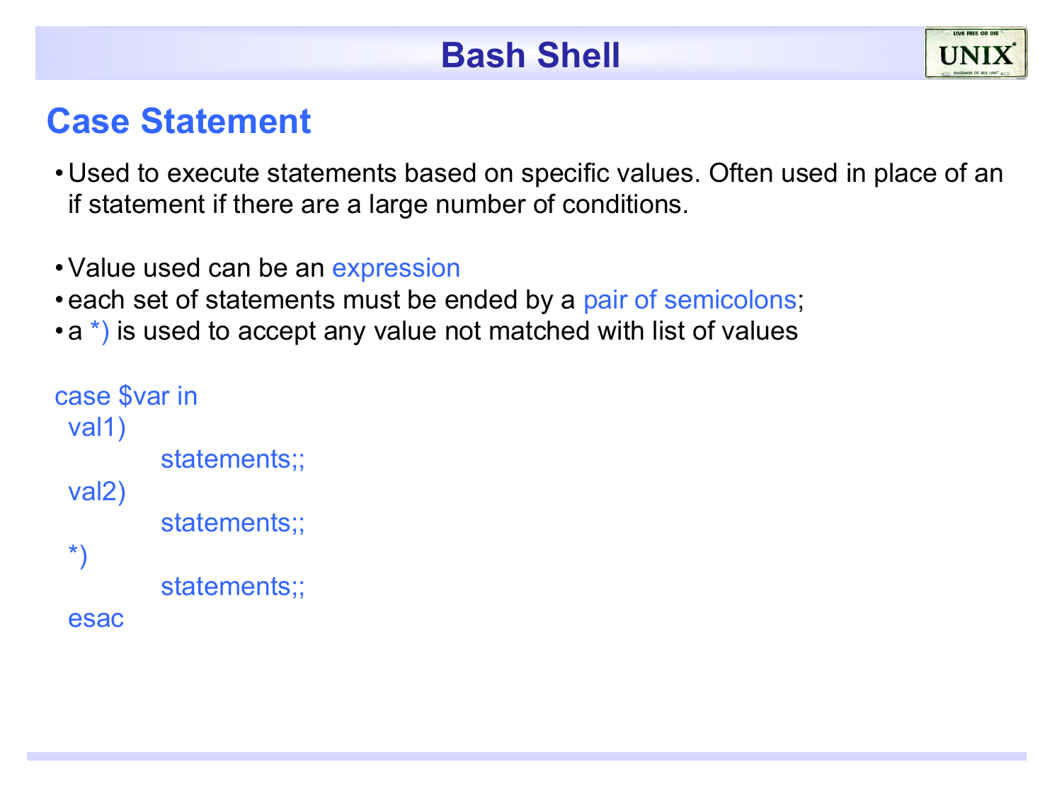# Bash Shell

## Case Statement

- Used to execute statements based on specific values. Often used in place of an if statement if there are a large number of conditions.

- Value used can be an expression
- each set of statements must be ended by a pair of semicolons;
- a *) is used to accept any value not matched with list of values

```
case $var in
 val1)
          statements;;
 val2)
          statements;;
 *)
          statements;;
 esac
```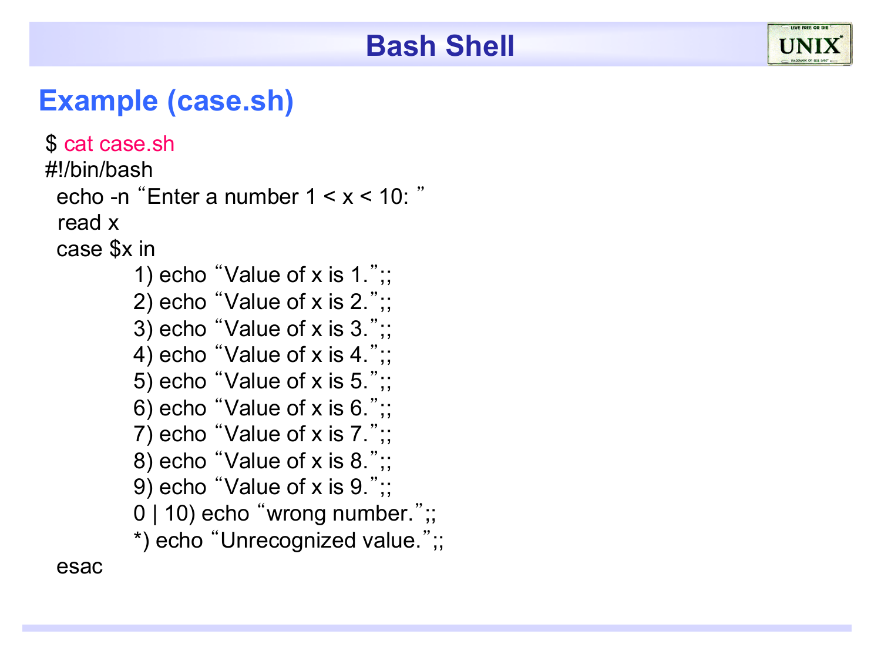# Bash Shell

## Example (case.sh)

```
$ cat case.sh
#!/bin/bash
 echo -n "Enter a number 1 < x < 10: "
 read x
 case $x in
        1) echo "Value of x is 1.";;
        2) echo "Value of x is 2.";;
        3) echo "Value of x is 3.";;
        4) echo "Value of x is 4.";;
        5) echo "Value of x is 5.";;
        6) echo "Value of x is 6.";;
        7) echo "Value of x is 7.";;
        8) echo "Value of x is 8.";;
        9) echo "Value of x is 9.";;
        0 | 10) echo "wrong number.";;
        *) echo "Unrecognized value.";;
 esac
```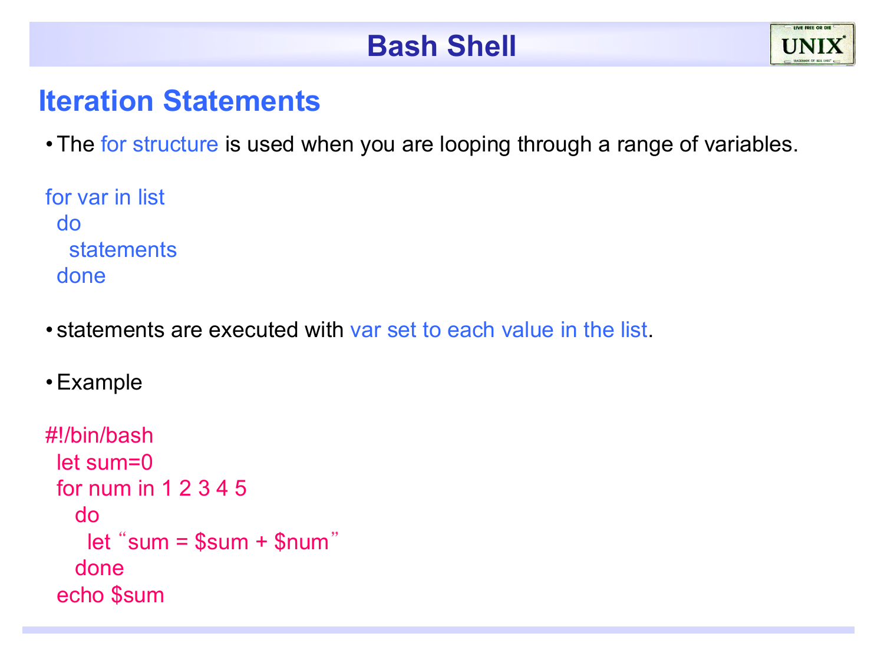# Bash Shell

## Iteration Statements

- The for structure is used when you are looping through a range of variables.

```
for var in list
  do
    statements
  done
```

- statements are executed with var set to each value in the list.

- Example

```
#!/bin/bash
  let sum=0
  for num in 1 2 3 4 5
     do
       let "sum = $sum + $num"
     done
  echo $sum
```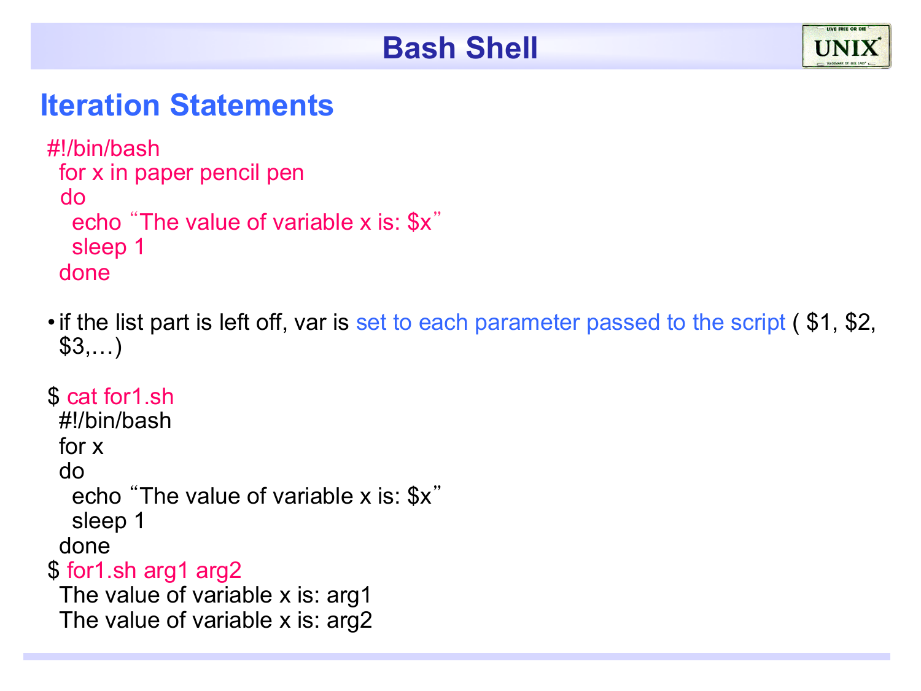# Bash Shell

## Iteration Statements

```
#!/bin/bash
 for x in paper pencil pen
 do
   echo "The value of variable x is: $x"
   sleep 1
 done
```

- if the list part is left off, var is set to each parameter passed to the script ( $1, $2, $3,…)

```
$ cat for1.sh
 #!/bin/bash
 for x
 do
   echo "The value of variable x is: $x"
   sleep 1
 done
$ for1.sh arg1 arg2
 The value of variable x is: arg1
 The value of variable x is: arg2
```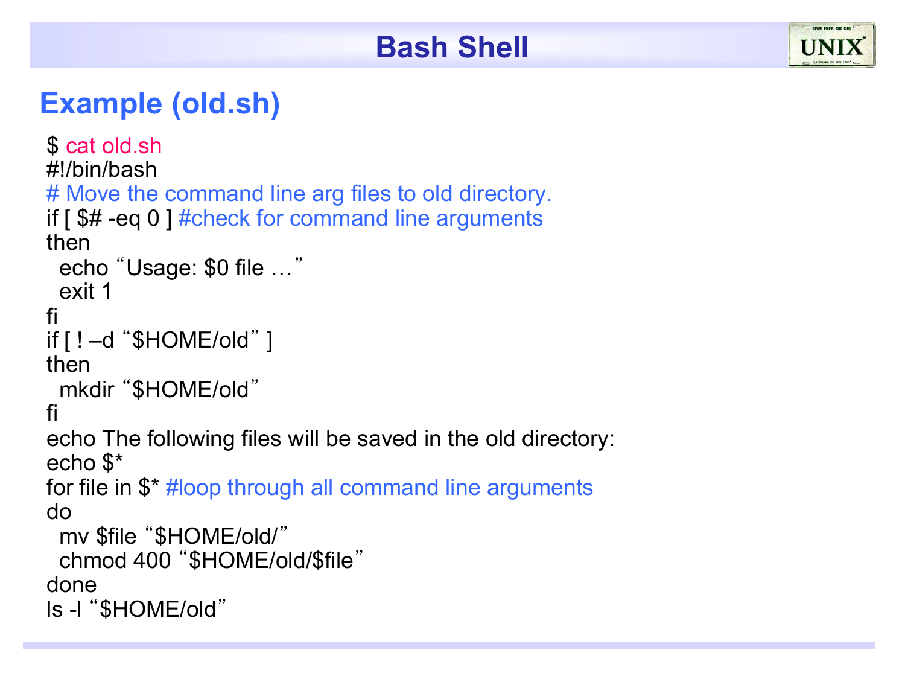# Bash Shell

## Example (old.sh)

```
$ cat old.sh
#!/bin/bash
# Move the command line arg files to old directory.
if [ $# -eq 0 ] #check for command line arguments
then
  echo "Usage: $0 file …"
  exit 1
fi
if [ ! –d "$HOME/old" ]
then
  mkdir "$HOME/old"
fi
echo The following files will be saved in the old directory:
echo $*
for file in $* #loop through all command line arguments
do
  mv $file "$HOME/old/"
  chmod 400 "$HOME/old/$file"
done
ls -l "$HOME/old"
```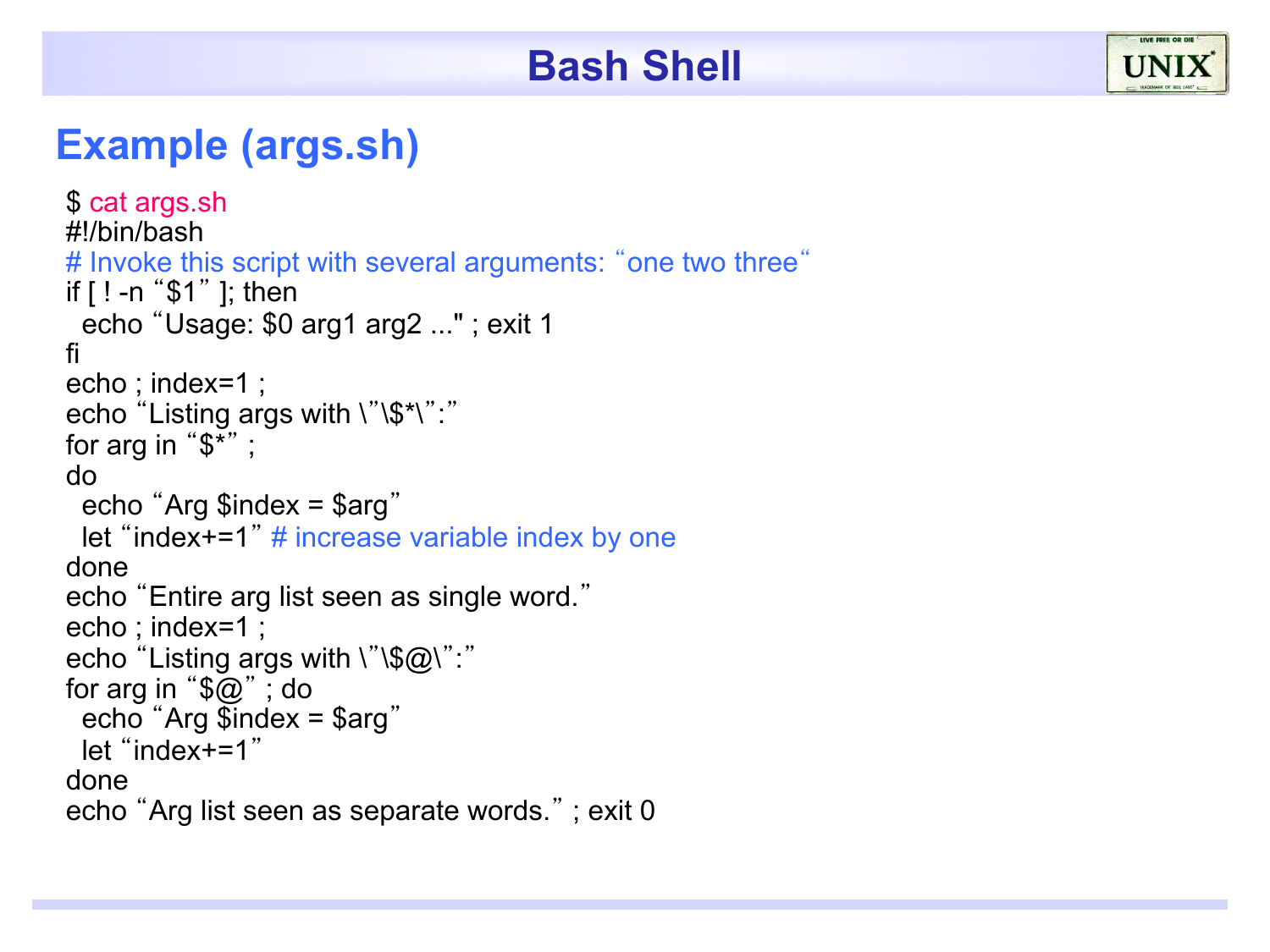## Bash Shell

# Example (args.sh)

```
$ cat args.sh
#!/bin/bash
# Invoke this script with several arguments: “one two three“
if [ ! -n “$1” ]; then
  echo “Usage: $0 arg1 arg2 ..." ; exit 1
fi
echo ; index=1 ;
echo “Listing args with \”\$*\”:”
for arg in “$*” ;
do
  echo “Arg $index = $arg”
  let “index+=1” # increase variable index by one
done
echo “Entire arg list seen as single word.”
echo ; index=1 ;
echo “Listing args with \”\$@\”:”
for arg in “$@” ; do
  echo “Arg $index = $arg”
  let “index+=1”
done
echo “Arg list seen as separate words.” ; exit 0
```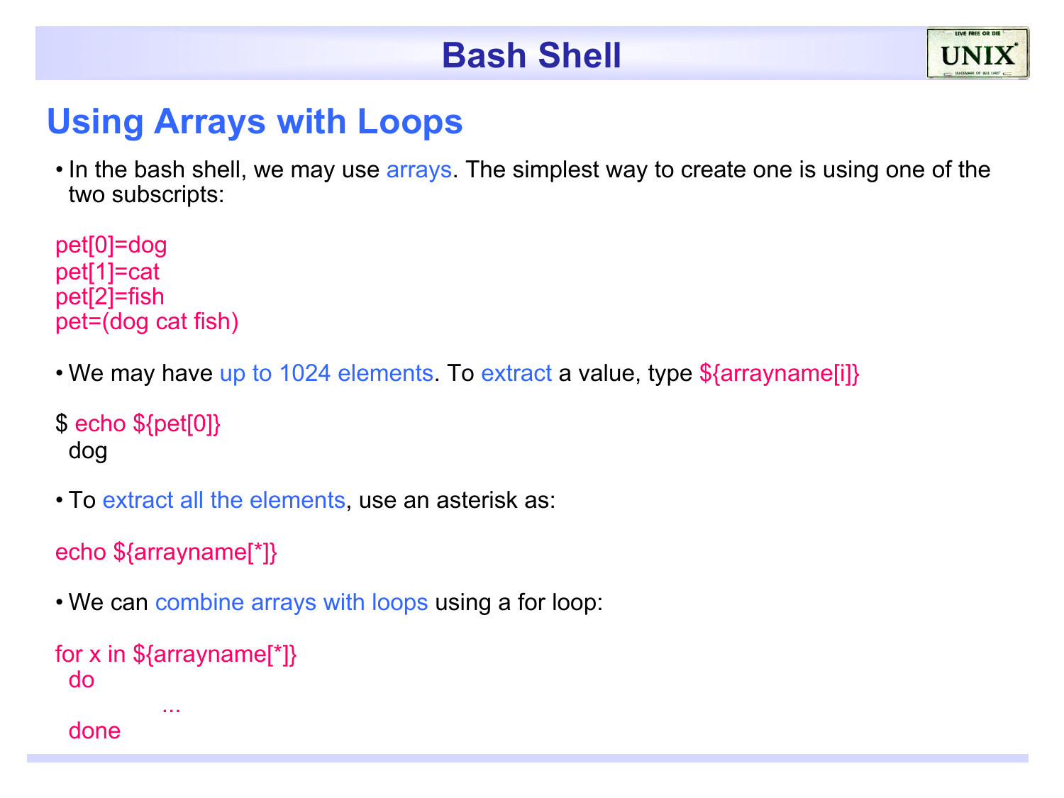# Bash Shell

## Using Arrays with Loops

- In the bash shell, we may use arrays. The simplest way to create one is using one of the two subscripts:

```
pet[0]=dog
pet[1]=cat
pet[2]=fish
pet=(dog cat fish)
```

- We may have up to 1024 elements. To extract a value, type ${arrayname[i]}

```
$ echo ${pet[0]}
  dog
```

- To extract all the elements, use an asterisk as:

```
echo ${arrayname[*]}
```

- We can combine arrays with loops using a for loop:

```
for x in ${arrayname[*]}
  do
        ...
  done
```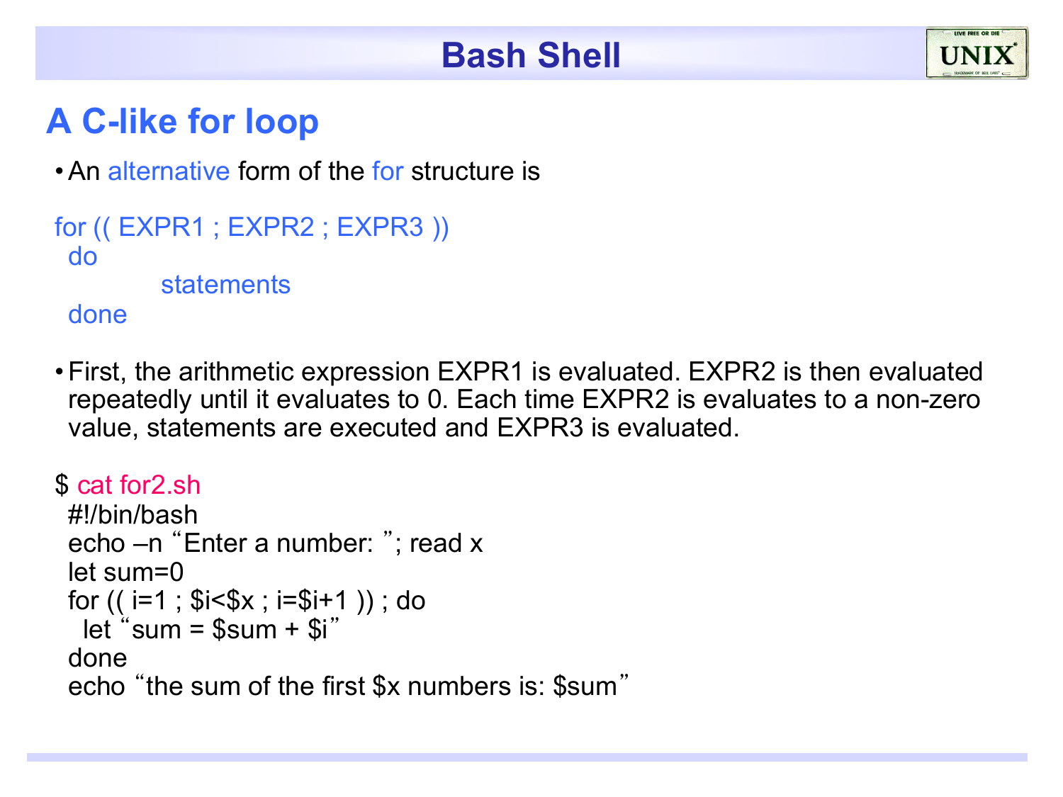# Bash Shell

## A C-like for loop

- An alternative form of the for structure is

```
for (( EXPR1 ; EXPR2 ; EXPR3 ))
 do
        statements
 done
```

- First, the arithmetic expression EXPR1 is evaluated. EXPR2 is then evaluated repeatedly until it evaluates to 0. Each time EXPR2 is evaluates to a non-zero value, statements are executed and EXPR3 is evaluated.

```
$ cat for2.sh
 #!/bin/bash
 echo –n “Enter a number: ”; read x
 let sum=0
 for (( i=1 ; $i<$x ; i=$i+1 )) ; do
   let “sum = $sum + $i”
 done
 echo “the sum of the first $x numbers is: $sum”
```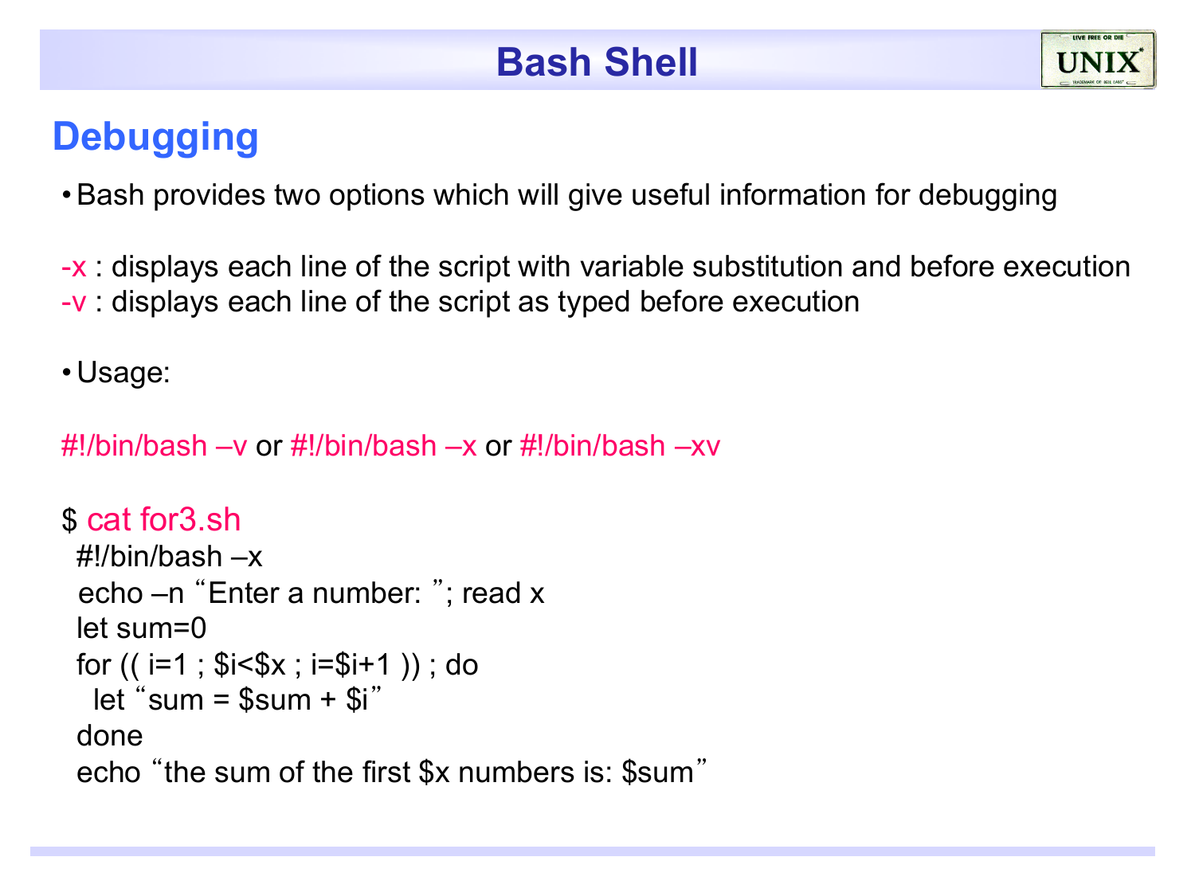# Bash Shell

## Debugging

- Bash provides two options which will give useful information for debugging

-x : displays each line of the script with variable substitution and before execution
-v : displays each line of the script as typed before execution

- Usage:

#!/bin/bash –v or #!/bin/bash –x or #!/bin/bash –xv

```
$ cat for3.sh
  #!/bin/bash –x
  echo –n "Enter a number: "; read x
  let sum=0
  for (( i=1 ; $i<$x ; i=$i+1 )) ; do
    let "sum = $sum + $i"
  done
  echo "the sum of the first $x numbers is: $sum"
```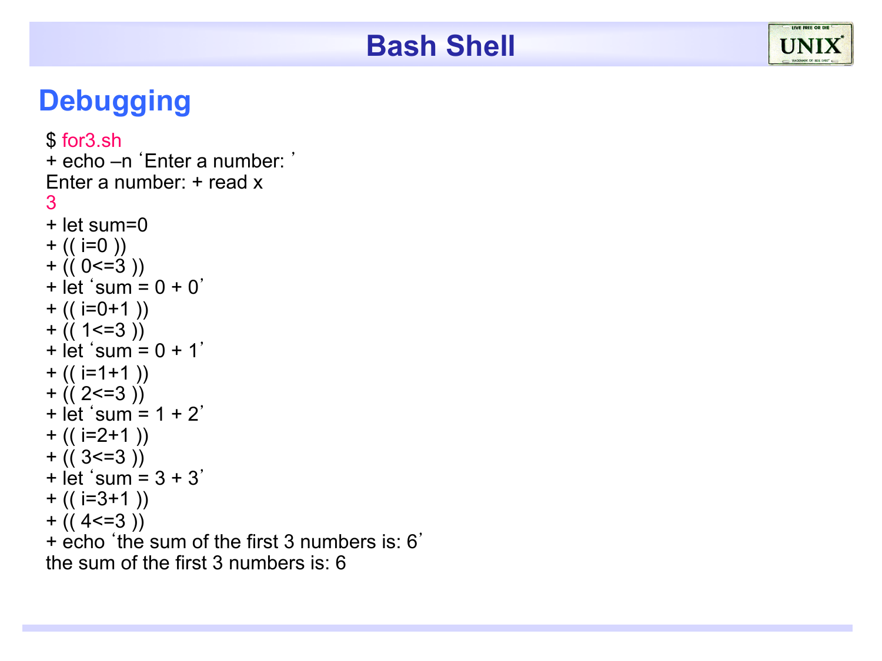# Bash Shell

## Debugging

```
$ for3.sh
+ echo –n ‘Enter a number: ’
Enter a number: + read x
3
+ let sum=0
+ (( i=0 ))
+ (( 0<=3 ))
+ let ‘sum = 0 + 0’
+ (( i=0+1 ))
+ (( 1<=3 ))
+ let ‘sum = 0 + 1’
+ (( i=1+1 ))
+ (( 2<=3 ))
+ let ‘sum = 1 + 2’
+ (( i=2+1 ))
+ (( 3<=3 ))
+ let ‘sum = 3 + 3’
+ (( i=3+1 ))
+ (( 4<=3 ))
+ echo ‘the sum of the first 3 numbers is: 6’
the sum of the first 3 numbers is: 6
```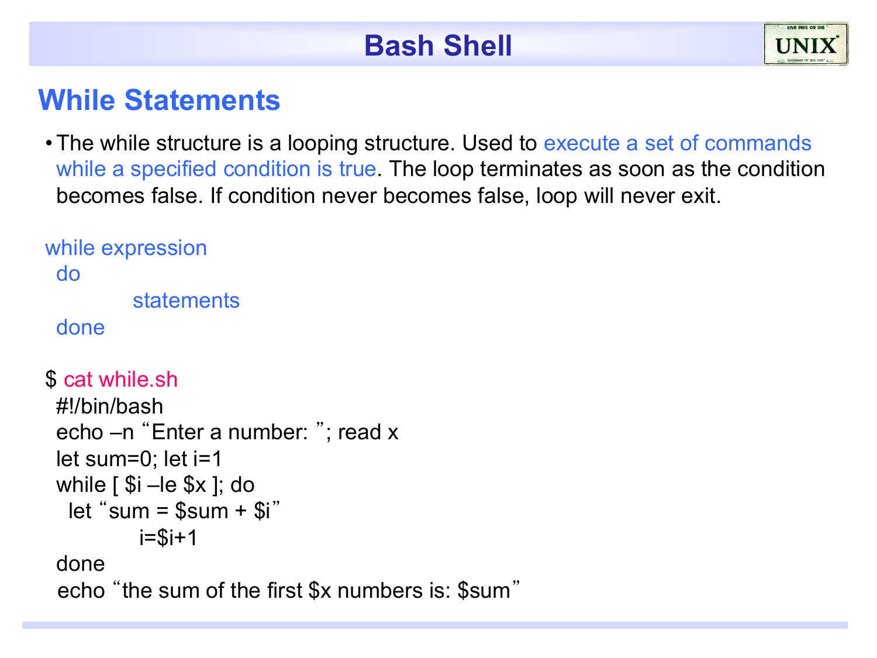# Bash Shell

## While Statements

- The while structure is a looping structure. Used to execute a set of commands while a specified condition is true. The loop terminates as soon as the condition becomes false. If condition never becomes false, loop will never exit.

```
while expression
  do
        statements
  done
```

```
$ cat while.sh
  #!/bin/bash
  echo –n “Enter a number: ”; read x
  let sum=0; let i=1
  while [ $i –le $x ]; do
    let “sum = $sum + $i”
          i=$i+1
  done
  echo “the sum of the first $x numbers is: $sum”
```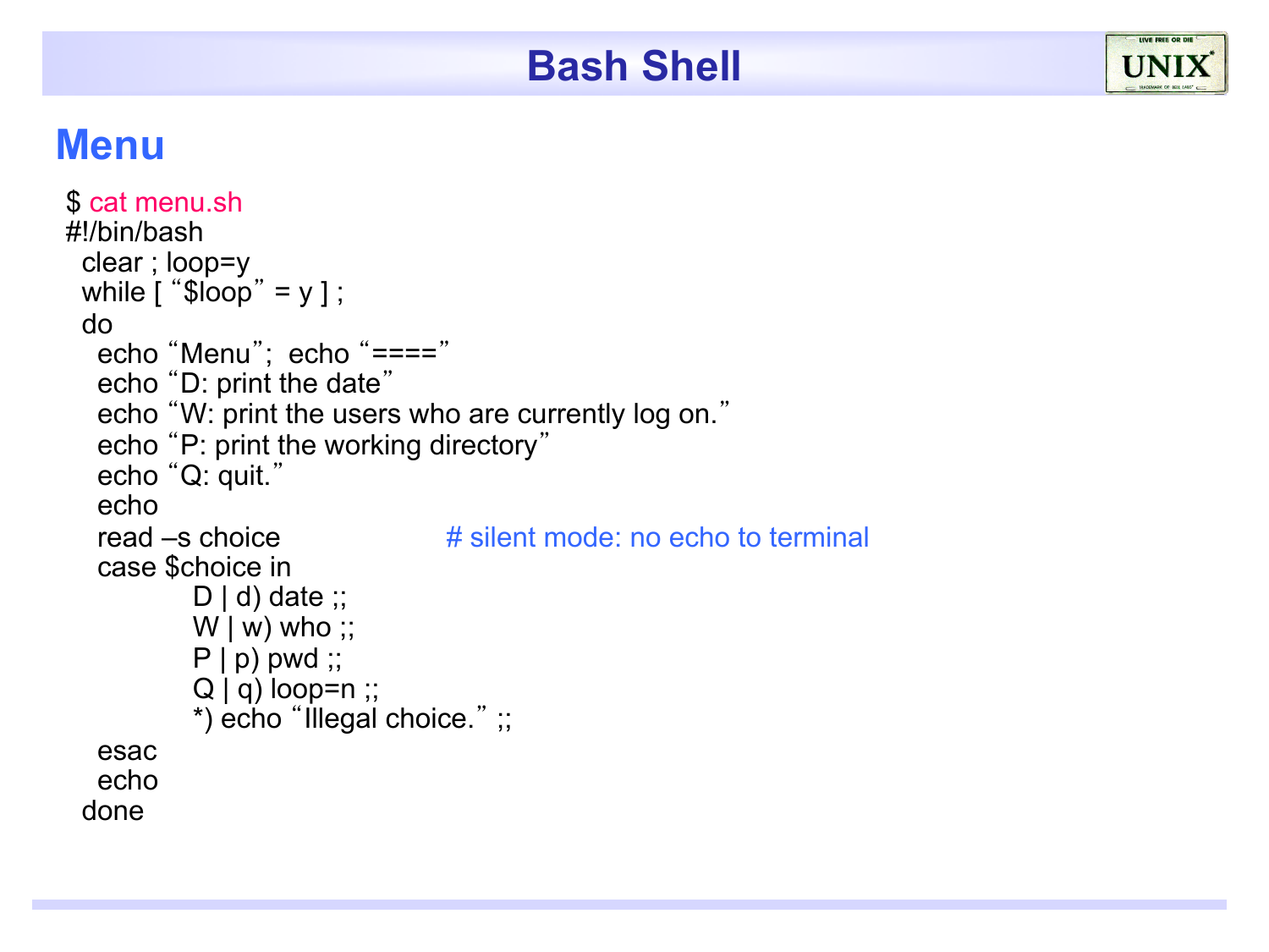# Bash Shell

## Menu

```
$ cat menu.sh
#!/bin/bash
  clear ; loop=y
  while [ “$loop” = y ] ;
  do
    echo “Menu”;  echo “====”
    echo “D: print the date”
    echo “W: print the users who are currently log on.”
    echo “P: print the working directory”
    echo “Q: quit.”
    echo
    read –s choice                    # silent mode: no echo to terminal
    case $choice in
            D | d) date ;;
            W | w) who ;;
            P | p) pwd ;;
            Q | q) loop=n ;;
            *) echo “Illegal choice.” ;;
    esac
    echo
  done
```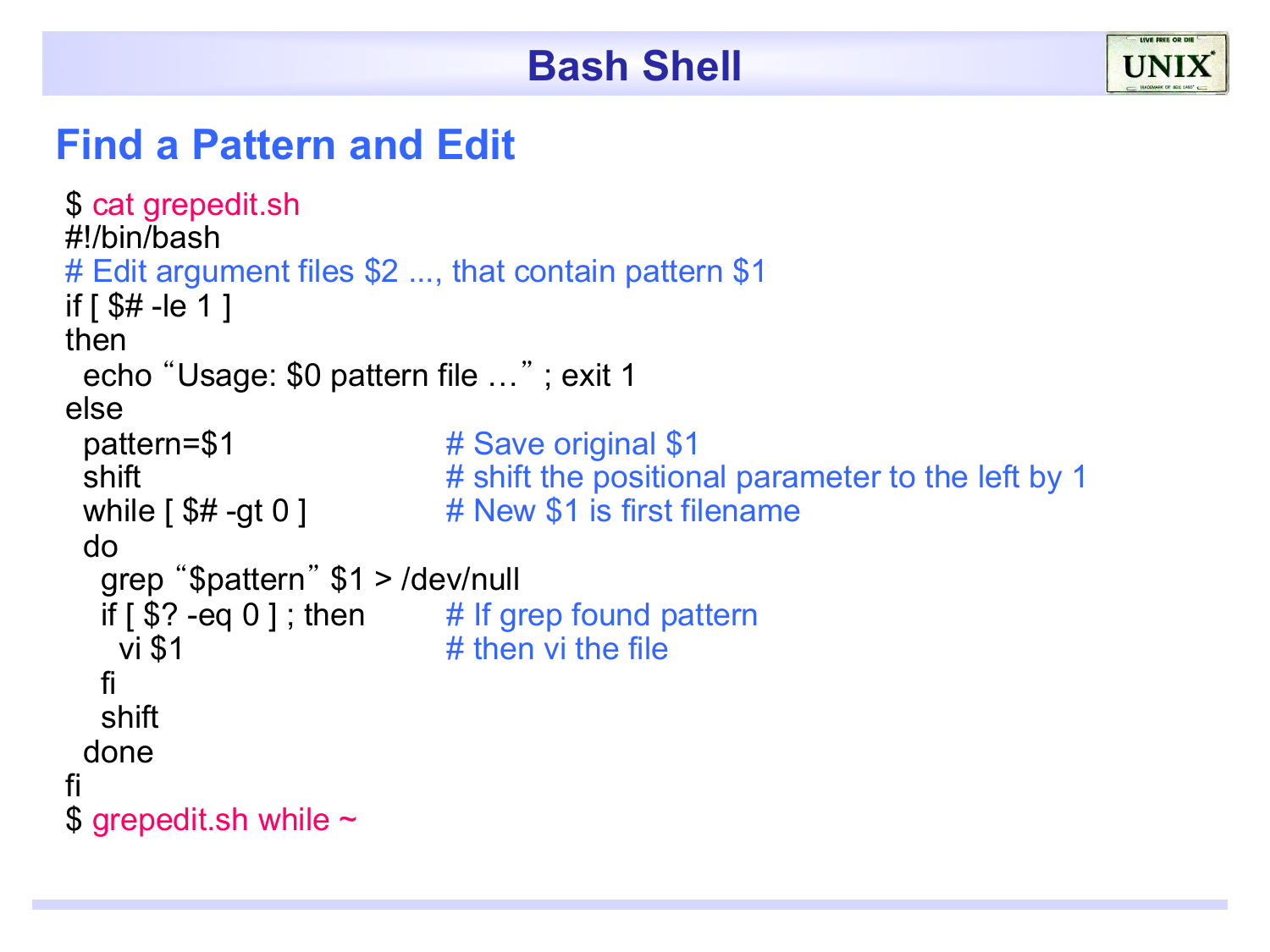## Bash Shell

### Find a Pattern and Edit

```
$ cat grepedit.sh
#!/bin/bash
# Edit argument files $2 ..., that contain pattern $1
if [ $# -le 1 ]
then
  echo "Usage: $0 pattern file …" ; exit 1
else
  pattern=$1                  # Save original $1
  shift                       # shift the positional parameter to the left by 1
  while [ $# -gt 0 ]          # New $1 is first filename
  do
    grep "$pattern" $1 > /dev/null
    if [ $? -eq 0 ] ; then    # If grep found pattern
      vi $1                   # then vi the file
    fi
    shift
  done
fi
$ grepedit.sh while ~
```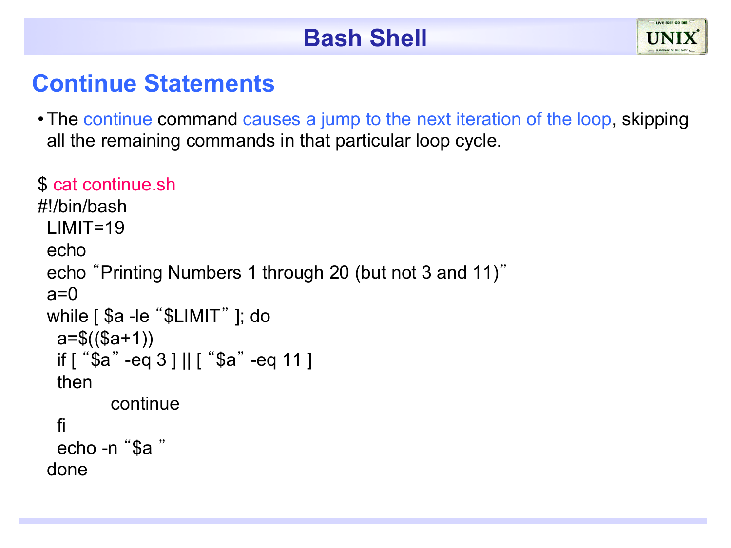# Bash Shell

## Continue Statements

- The continue command causes a jump to the next iteration of the loop, skipping all the remaining commands in that particular loop cycle.

```
$ cat continue.sh
#!/bin/bash
  LIMIT=19
  echo
  echo "Printing Numbers 1 through 20 (but not 3 and 11)"
  a=0
  while [ $a -le "$LIMIT" ]; do
    a=$(($a+1))
    if [ "$a" -eq 3 ] || [ "$a" -eq 11 ]
    then
            continue
    fi
    echo -n "$a "
  done
```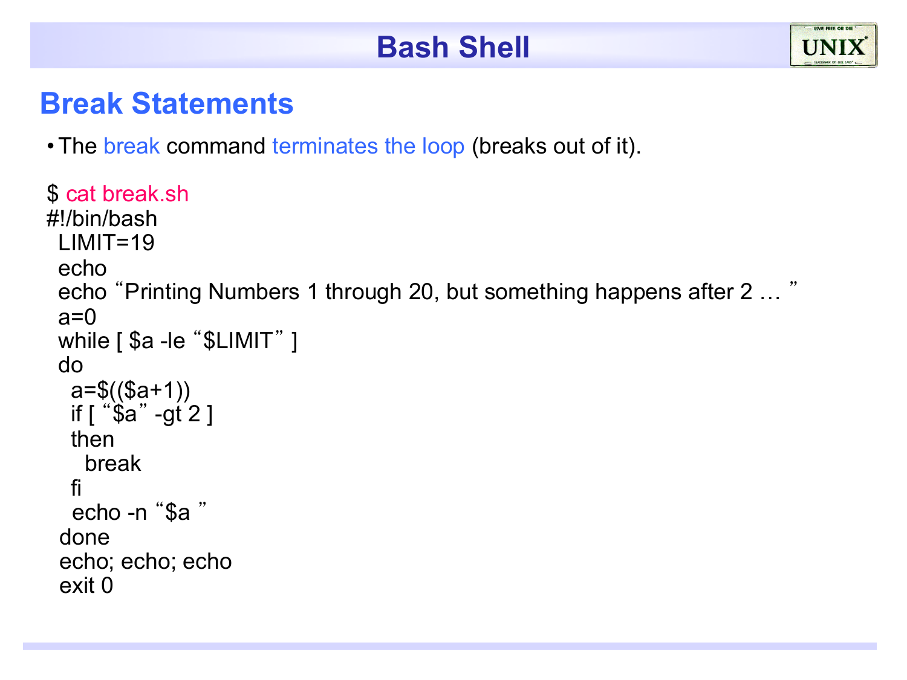# Bash Shell

## Break Statements

- The break command terminates the loop (breaks out of it).

```
$ cat break.sh
#!/bin/bash
 LIMIT=19
 echo
 echo "Printing Numbers 1 through 20, but something happens after 2 … "
 a=0
 while [ $a -le "$LIMIT" ]
 do
   a=$(($a+1))
   if [ "$a" -gt 2 ]
   then
     break
   fi
   echo -n "$a "
 done
 echo; echo; echo
 exit 0
```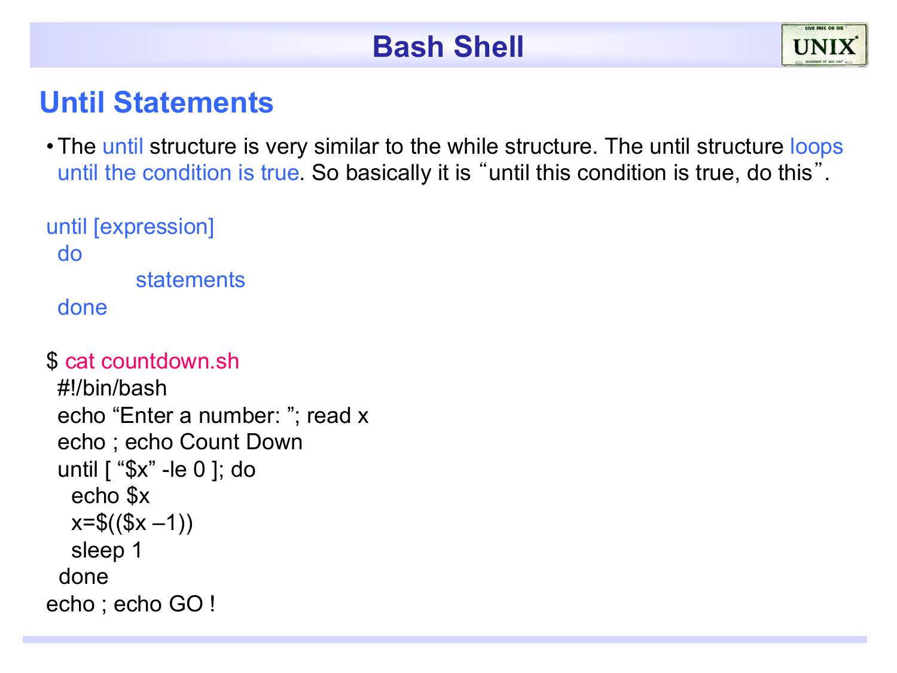# Bash Shell

## Until Statements

- The until structure is very similar to the while structure. The until structure loops until the condition is true. So basically it is "until this condition is true, do this".

```
until [expression]
  do
          statements
  done
```

```
$ cat countdown.sh
  #!/bin/bash
  echo "Enter a number: "; read x
  echo ; echo Count Down
  until [ "$x" -le 0 ]; do
    echo $x
    x=$(($x –1))
    sleep 1
  done
echo ; echo GO !
```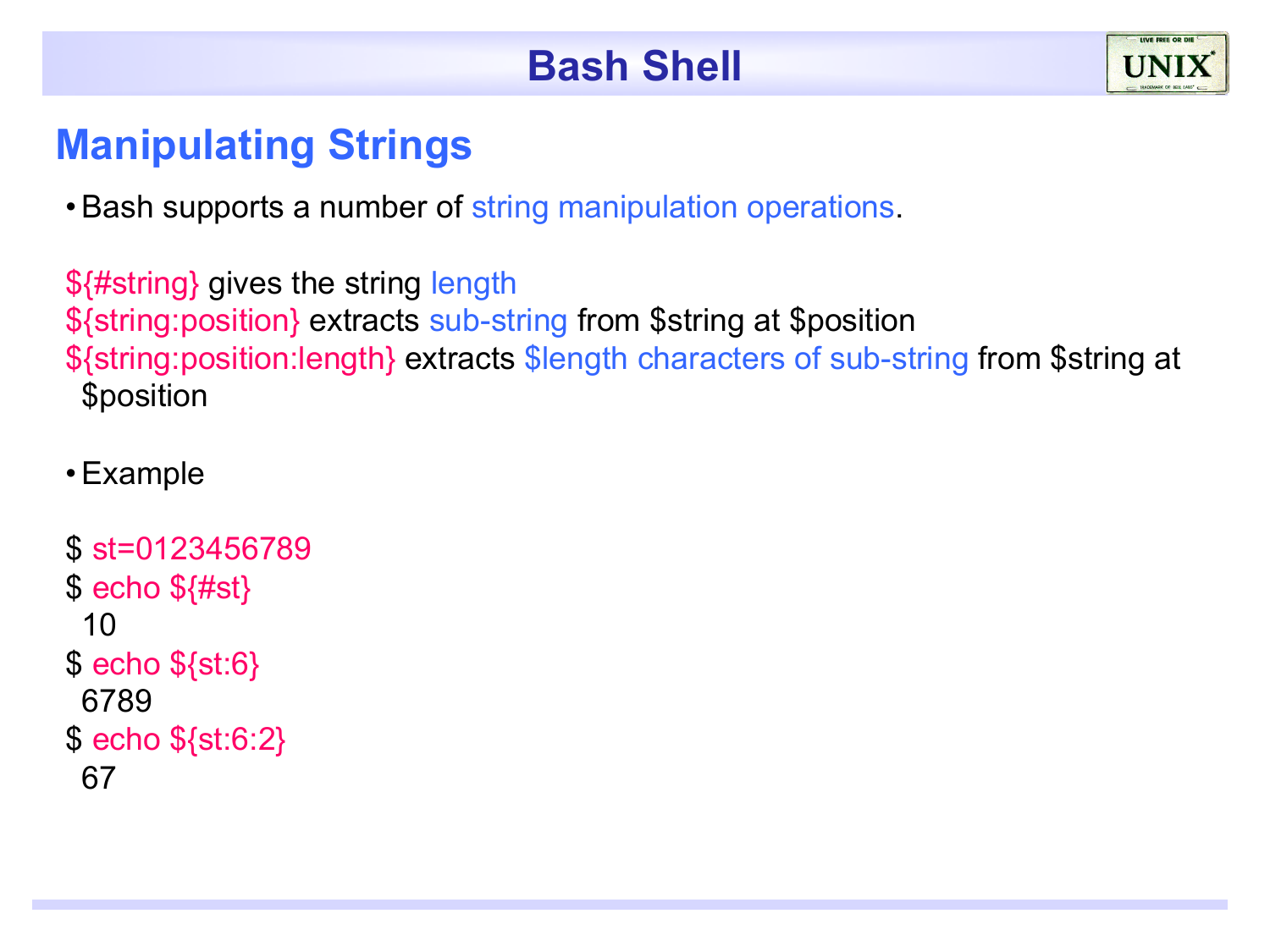## Manipulating Strings

- Bash supports a number of string manipulation operations.

${#string} gives the string length
${string:position} extracts sub-string from $string at $position
${string:position:length} extracts $length characters of sub-string from $string at $position

- Example

```
$ st=0123456789
$ echo ${#st}
 10
$ echo ${st:6}
 6789
$ echo ${st:6:2}
 67
```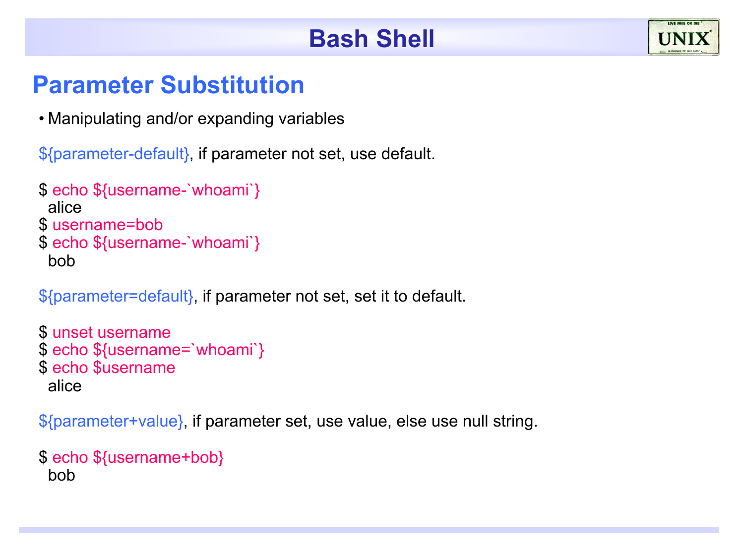## Parameter Substitution

- Manipulating and/or expanding variables

${parameter-default}, if parameter not set, use default.

```
$ echo ${username-`whoami`}
  alice
$ username=bob
$ echo ${username-`whoami`}
  bob
```

${parameter=default}, if parameter not set, set it to default.

```
$ unset username
$ echo ${username=`whoami`}
$ echo $username
  alice
```

${parameter+value}, if parameter set, use value, else use null string.

```
$ echo ${username+bob}
  bob
```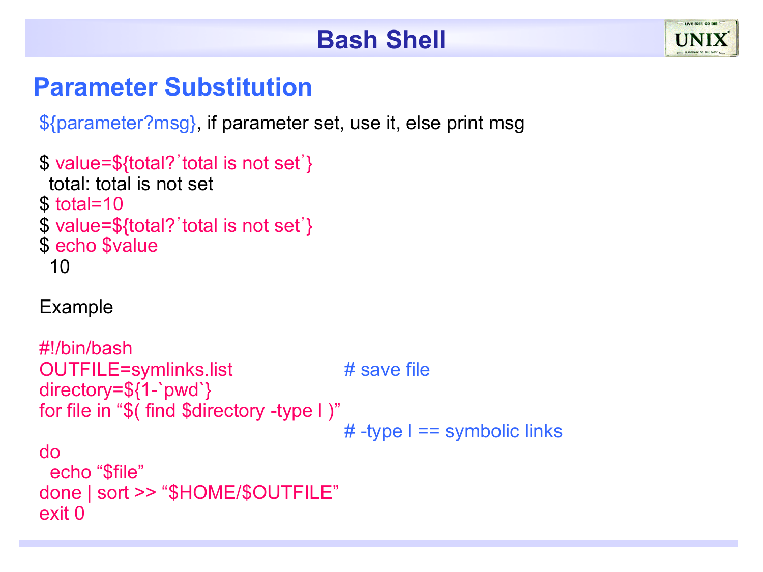## Parameter Substitution

${parameter?msg}, if parameter set, use it, else print msg

```
$ value=${total?'total is not set'}
  total: total is not set
$ total=10
$ value=${total?'total is not set'}
$ echo $value
  10
```

Example

```
#!/bin/bash
OUTFILE=symlinks.list                    # save file
directory=${1-`pwd`}
for file in "$( find $directory -type l )"
                                         # -type l == symbolic links
do
  echo "$file"
done | sort >> "$HOME/$OUTFILE"
exit 0
```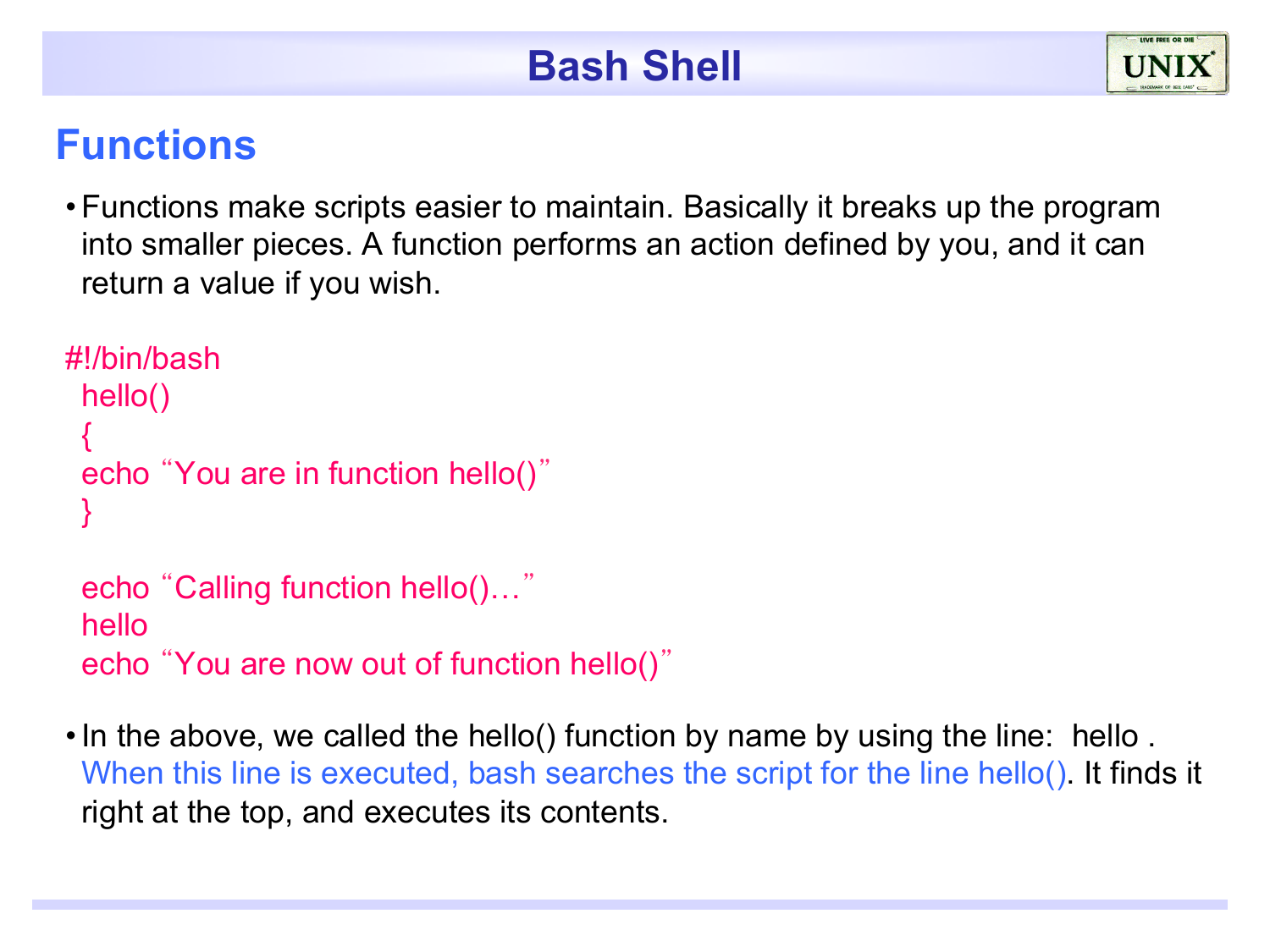# Bash Shell

## Functions

- Functions make scripts easier to maintain. Basically it breaks up the program into smaller pieces. A function performs an action defined by you, and it can return a value if you wish.

```
#!/bin/bash
 hello()
 {
 echo "You are in function hello()"
 }

 echo "Calling function hello()…"
 hello
 echo "You are now out of function hello()"
```

- In the above, we called the hello() function by name by using the line:  hello . When this line is executed, bash searches the script for the line hello(). It finds it right at the top, and executes its contents.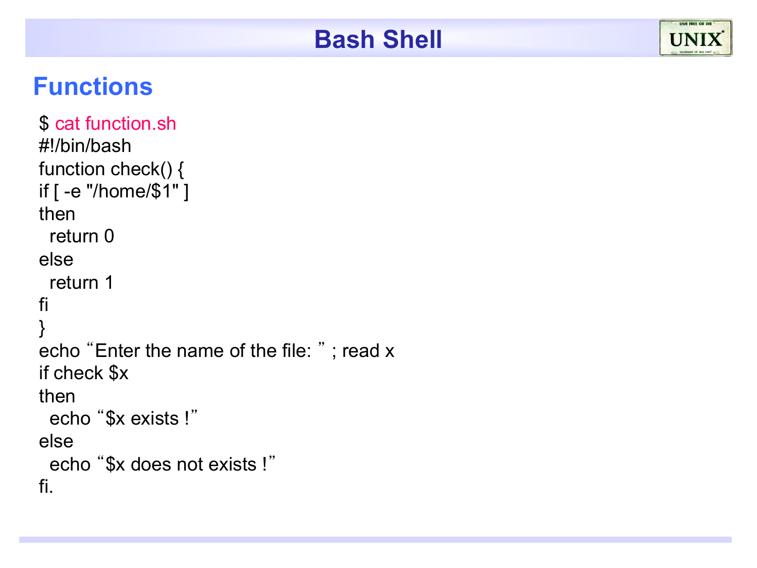## Bash Shell

### Functions

```
$ cat function.sh
#!/bin/bash
function check() {
if [ -e "/home/$1" ]
then
  return 0
else
  return 1
fi
}
echo “Enter the name of the file: ” ; read x
if check $x
then
  echo “$x exists !”
else
  echo “$x does not exists !”
fi.
```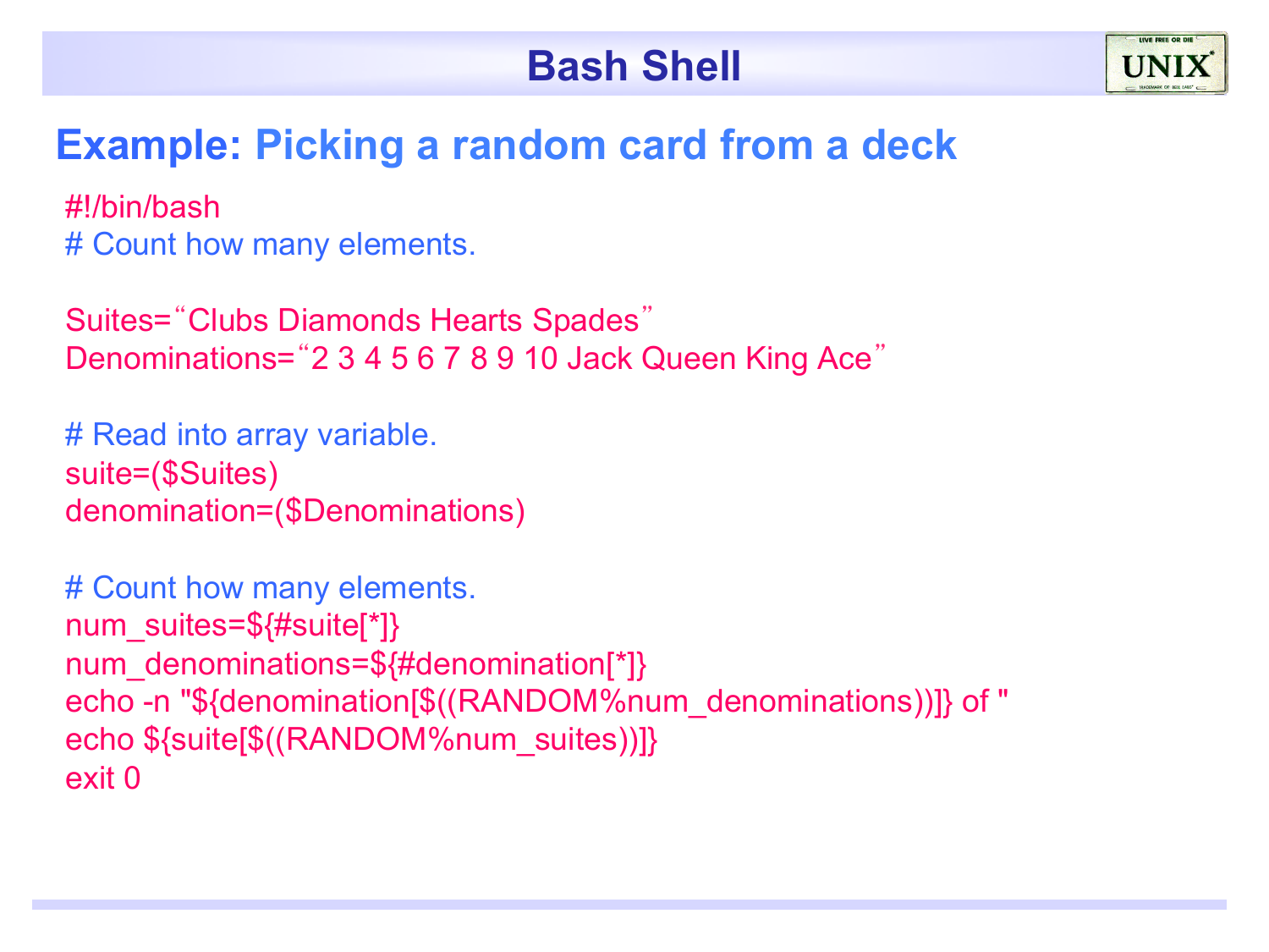# Bash Shell

## Example: Picking a random card from a deck

```
#!/bin/bash
# Count how many elements.

Suites="Clubs Diamonds Hearts Spades"
Denominations="2 3 4 5 6 7 8 9 10 Jack Queen King Ace"

# Read into array variable.
suite=($Suites)
denomination=($Denominations)

# Count how many elements.
num_suites=${#suite[*]}
num_denominations=${#denomination[*]}
echo -n "${denomination[$((RANDOM%num_denominations))]} of "
echo ${suite[$((RANDOM%num_suites))]}
exit 0
```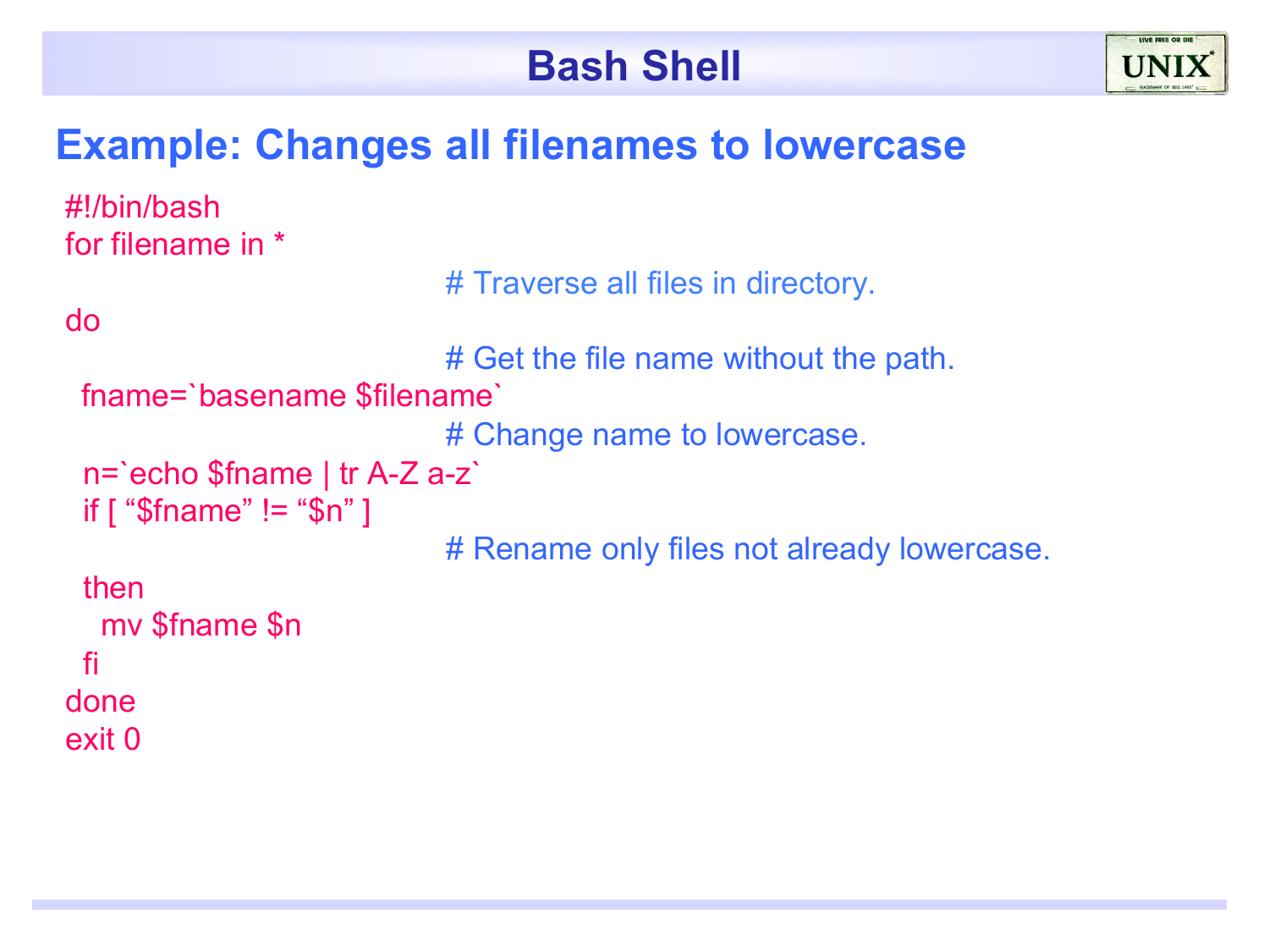# Bash Shell

## Example: Changes all filenames to lowercase

```
#!/bin/bash
for filename in *
                              # Traverse all files in directory.
do
                              # Get the file name without the path.
 fname=`basename $filename`
                              # Change name to lowercase.
 n=`echo $fname | tr A-Z a-z`
 if [ “$fname” != “$n” ]
                              # Rename only files not already lowercase.
 then
   mv $fname $n
 fi
done
exit 0
```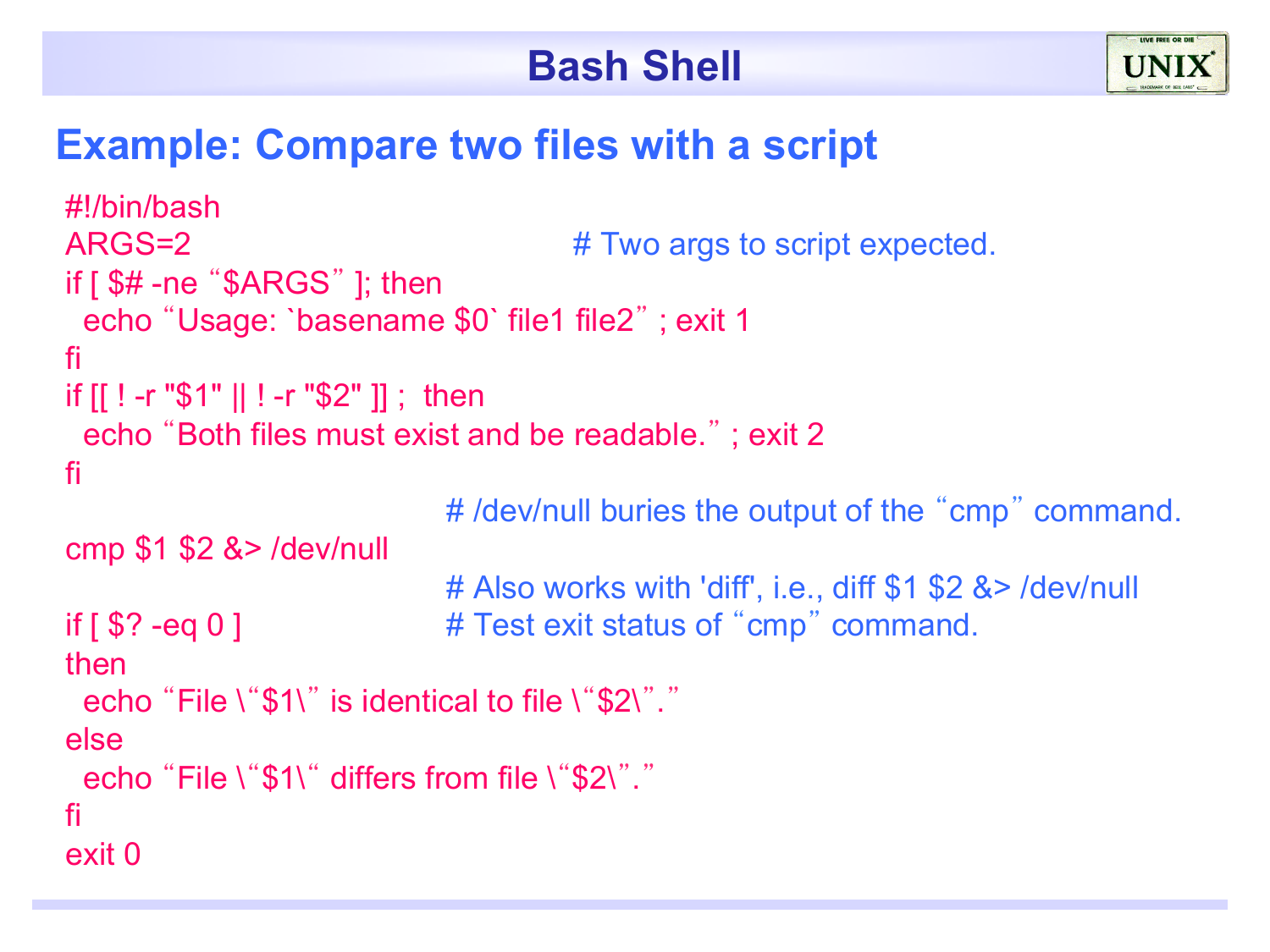# Bash Shell

## Example: Compare two files with a script

```
#!/bin/bash
ARGS=2                                    # Two args to script expected.
if [ $# -ne "$ARGS" ]; then
  echo "Usage: `basename $0` file1 file2" ; exit 1
fi
if [[ ! -r "$1" || ! -r "$2" ]] ;  then
  echo "Both files must exist and be readable." ; exit 2
fi
                                # /dev/null buries the output of the "cmp" command.
cmp $1 $2 &> /dev/null
                                # Also works with 'diff', i.e., diff $1 $2 &> /dev/null
if [ $? -eq 0 ]                 # Test exit status of "cmp" command.
then
  echo "File \"$1\" is identical to file \"$2\"."
else
  echo "File \"$1\" differs from file \"$2\"."
fi
exit 0
```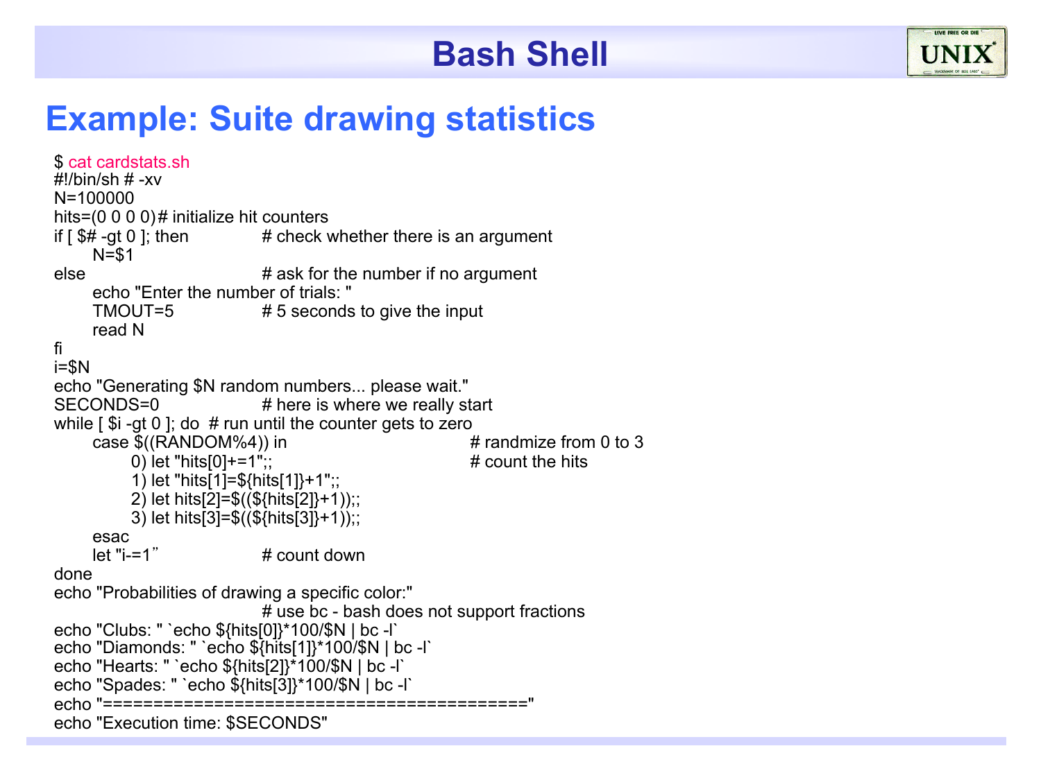# Bash Shell

## Example: Suite drawing statistics

```
$ cat cardstats.sh
#!/bin/sh # -xv
N=100000
hits=(0 0 0 0)# initialize hit counters
if [ $# -gt 0 ]; then              # check whether there is an argument
      N=$1
else                               # ask for the number if no argument
      echo "Enter the number of trials: "
      TMOUT=5                      # 5 seconds to give the input
      read N
fi
i=$N
echo "Generating $N random numbers... please wait."
SECONDS=0                          # here is where we really start
while [ $i -gt 0 ]; do  # run until the counter gets to zero
      case $((RANDOM%4)) in                        # randmize from 0 to 3
            0) let "hits[0]+=1";;                  # count the hits
            1) let "hits[1]=${hits[1]}+1";;
            2) let hits[2]=$((${hits[2]}+1));;
            3) let hits[3]=$((${hits[3]}+1));;
      esac
      let "i-=1"                   # count down
done
echo "Probabilities of drawing a specific color:"
                                   # use bc - bash does not support fractions
echo "Clubs: " `echo ${hits[0]}*100/$N | bc -l`
echo "Diamonds: " `echo ${hits[1]}*100/$N | bc -l`
echo "Hearts: " `echo ${hits[2]}*100/$N | bc -l`
echo "Spades: " `echo ${hits[3]}*100/$N | bc -l`
echo "========================================="
echo "Execution time: $SECONDS"
```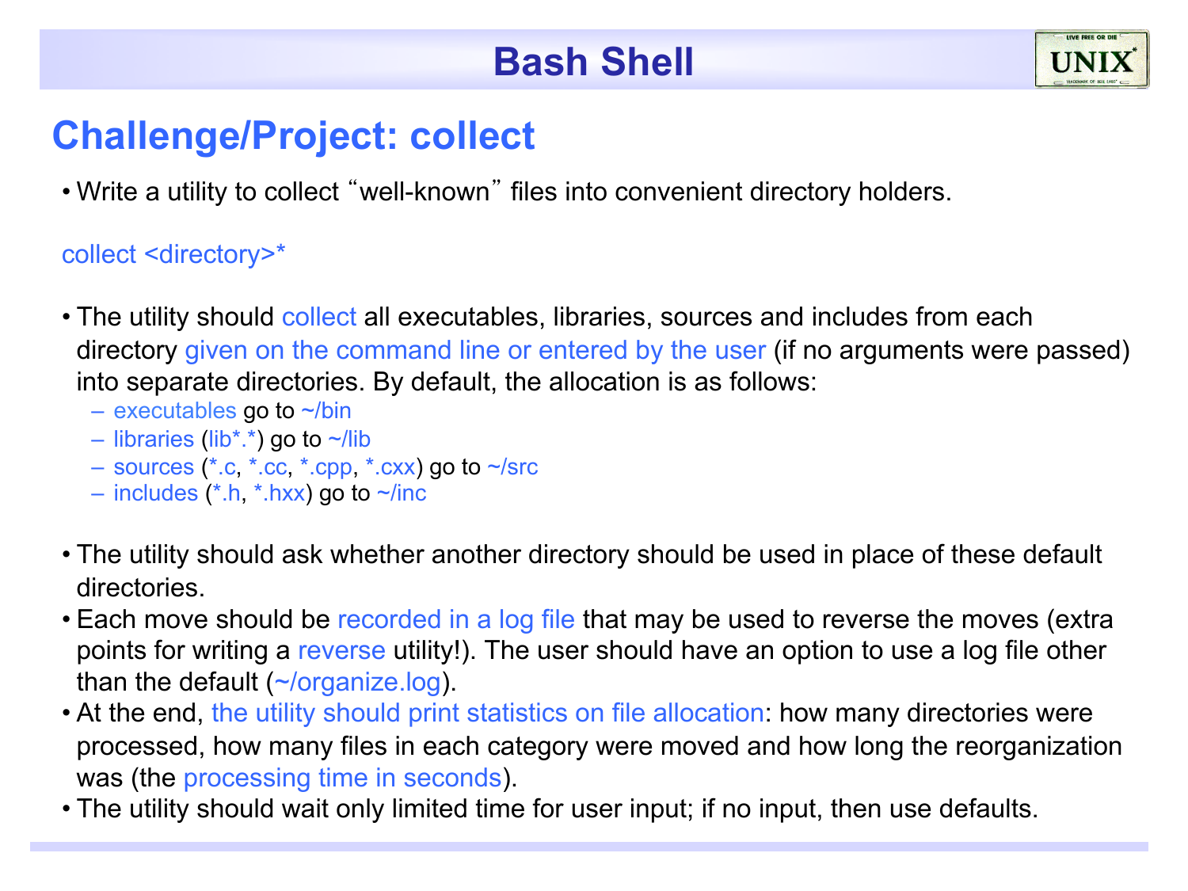# Bash Shell

## Challenge/Project: collect

- Write a utility to collect "well-known" files into convenient directory holders.

collect <directory>*

- The utility should collect all executables, libraries, sources and includes from each directory given on the command line or entered by the user (if no arguments were passed) into separate directories. By default, the allocation is as follows:
  - executables go to ~/bin
  - libraries (lib*.*) go to ~/lib
  - sources (*.c, *.cc, *.cpp, *.cxx) go to ~/src
  - includes (*.h, *.hxx) go to ~/inc
- The utility should ask whether another directory should be used in place of these default directories.
- Each move should be recorded in a log file that may be used to reverse the moves (extra points for writing a reverse utility!). The user should have an option to use a log file other than the default (~/organize.log).
- At the end, the utility should print statistics on file allocation: how many directories were processed, how many files in each category were moved and how long the reorganization was (the processing time in seconds).
- The utility should wait only limited time for user input; if no input, then use defaults.